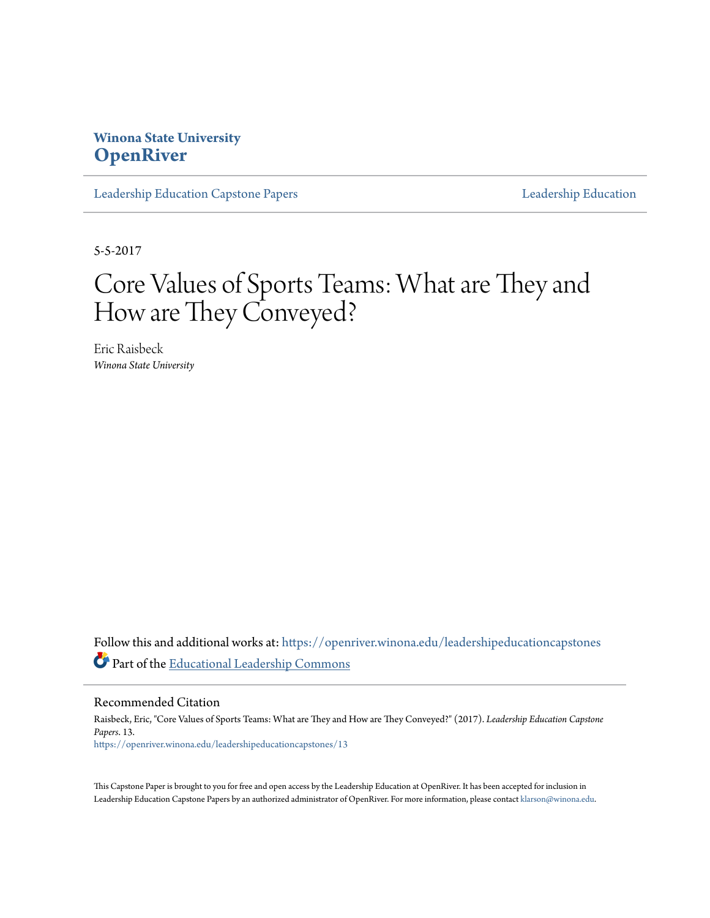Winona State University
**OpenRiver**

Leadership Education Capstone Papers

Leadership Education

5-5-2017

# Core Values of Sports Teams: What are They and How are They Conveyed?

Eric Raisbeck
*Winona State University*

Follow this and additional works at: https://openriver.winona.edu/leadershipeducationcapstones

Part of the Educational Leadership Commons

## Recommended Citation

Raisbeck, Eric, "Core Values of Sports Teams: What are They and How are They Conveyed?" (2017). *Leadership Education Capstone Papers*. 13.
https://openriver.winona.edu/leadershipeducationcapstones/13

This Capstone Paper is brought to you for free and open access by the Leadership Education at OpenRiver. It has been accepted for inclusion in Leadership Education Capstone Papers by an authorized administrator of OpenRiver. For more information, please contact klarson@winona.edu.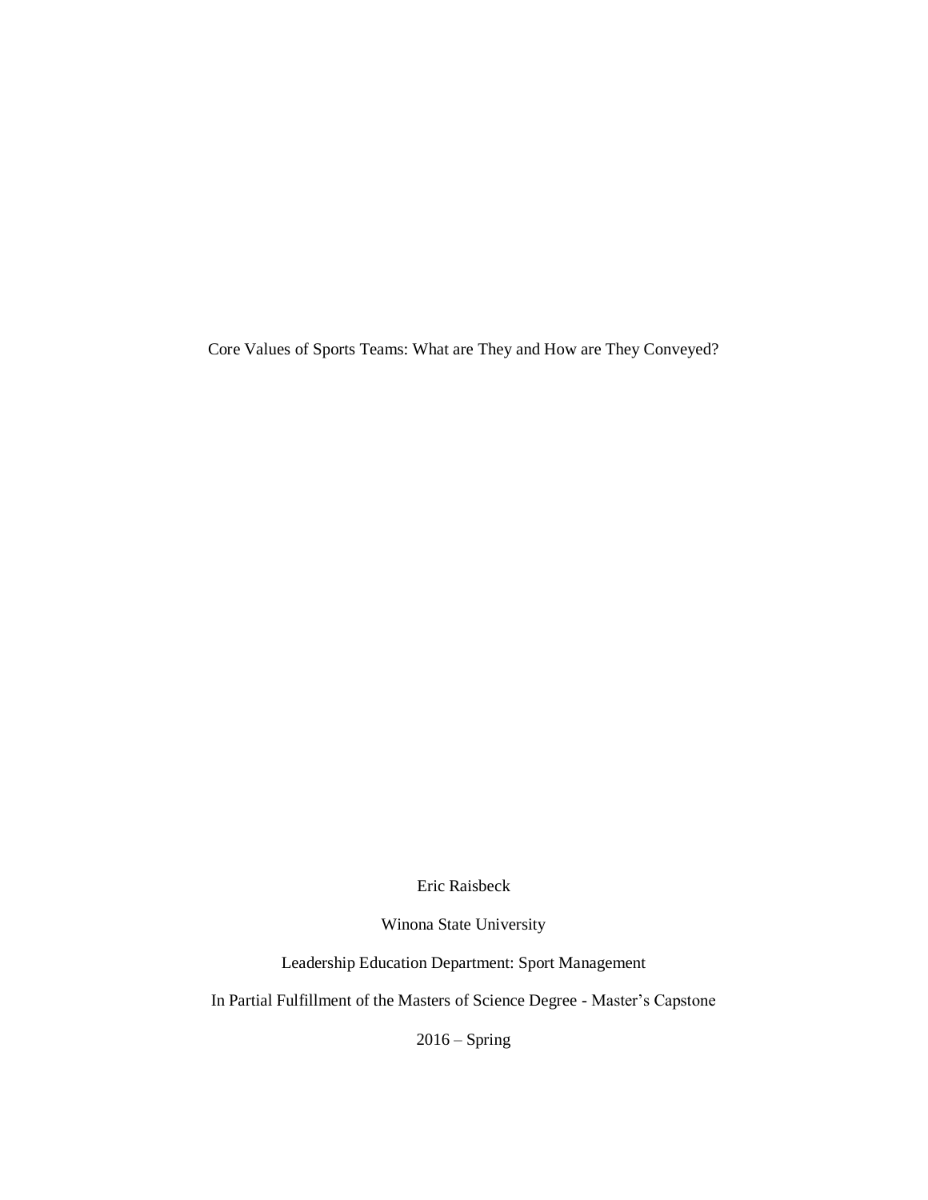# Core Values of Sports Teams: What are They and How are They Conveyed?

Eric Raisbeck

Winona State University

Leadership Education Department: Sport Management

In Partial Fulfillment of the Masters of Science Degree - Master's Capstone

2016 – Spring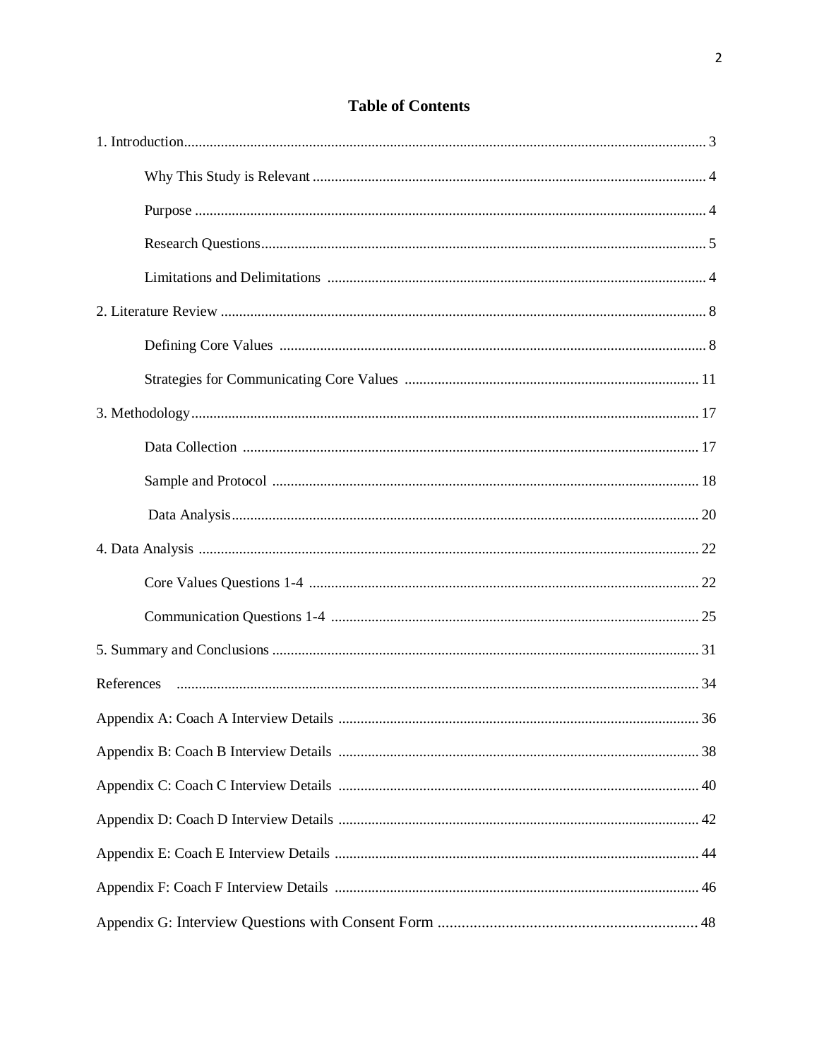# Table of Contents

1. Introduction ..... 3
    - Why This Study is Relevant ..... 4
    - Purpose ..... 4
    - Research Questions ..... 5
    - Limitations and Delimitations ..... 4
2. Literature Review ..... 8
    - Defining Core Values ..... 8
    - Strategies for Communicating Core Values ..... 11
3. Methodology ..... 17
    - Data Collection ..... 17
    - Sample and Protocol ..... 18
    - Data Analysis ..... 20
4. Data Analysis ..... 22
    - Core Values Questions 1-4 ..... 22
    - Communication Questions 1-4 ..... 25
5. Summary and Conclusions ..... 31

References ..... 34

Appendix A: Coach A Interview Details ..... 36

Appendix B: Coach B Interview Details ..... 38

Appendix C: Coach C Interview Details ..... 40

Appendix D: Coach D Interview Details ..... 42

Appendix E: Coach E Interview Details ..... 44

Appendix F: Coach F Interview Details ..... 46

Appendix G: Interview Questions with Consent Form ..... 48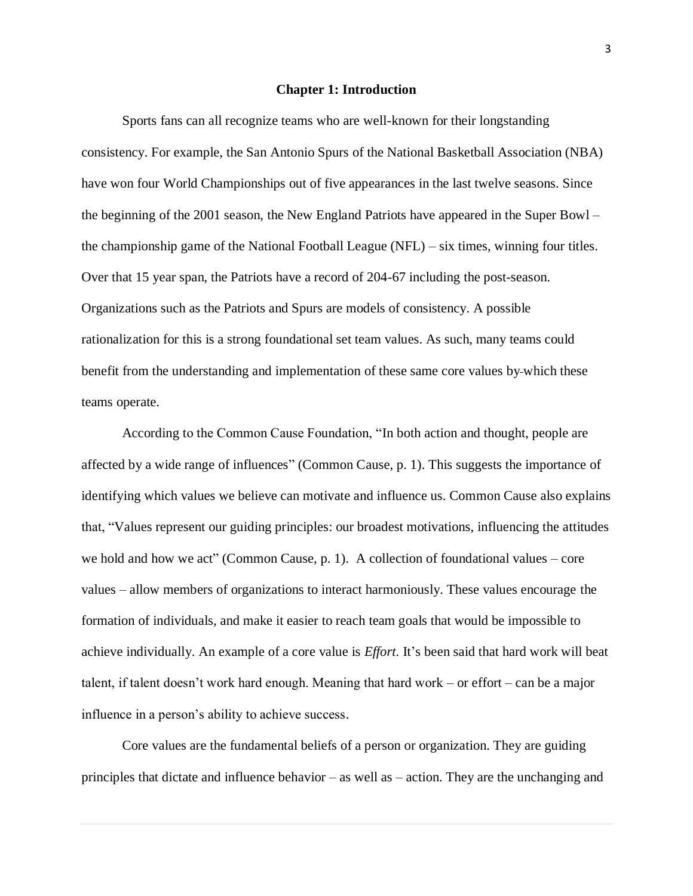# Chapter 1: Introduction

Sports fans can all recognize teams who are well-known for their longstanding consistency. For example, the San Antonio Spurs of the National Basketball Association (NBA) have won four World Championships out of five appearances in the last twelve seasons. Since the beginning of the 2001 season, the New England Patriots have appeared in the Super Bowl – the championship game of the National Football League (NFL) – six times, winning four titles. Over that 15 year span, the Patriots have a record of 204-67 including the post-season. Organizations such as the Patriots and Spurs are models of consistency. A possible rationalization for this is a strong foundational set team values. As such, many teams could benefit from the understanding and implementation of these same core values by-which these teams operate.

According to the Common Cause Foundation, "In both action and thought, people are affected by a wide range of influences" (Common Cause, p. 1). This suggests the importance of identifying which values we believe can motivate and influence us. Common Cause also explains that, "Values represent our guiding principles: our broadest motivations, influencing the attitudes we hold and how we act" (Common Cause, p. 1). A collection of foundational values – core values – allow members of organizations to interact harmoniously. These values encourage the formation of individuals, and make it easier to reach team goals that would be impossible to achieve individually. An example of a core value is *Effort*. It's been said that hard work will beat talent, if talent doesn't work hard enough. Meaning that hard work – or effort – can be a major influence in a person's ability to achieve success.

Core values are the fundamental beliefs of a person or organization. They are guiding principles that dictate and influence behavior – as well as – action. They are the unchanging and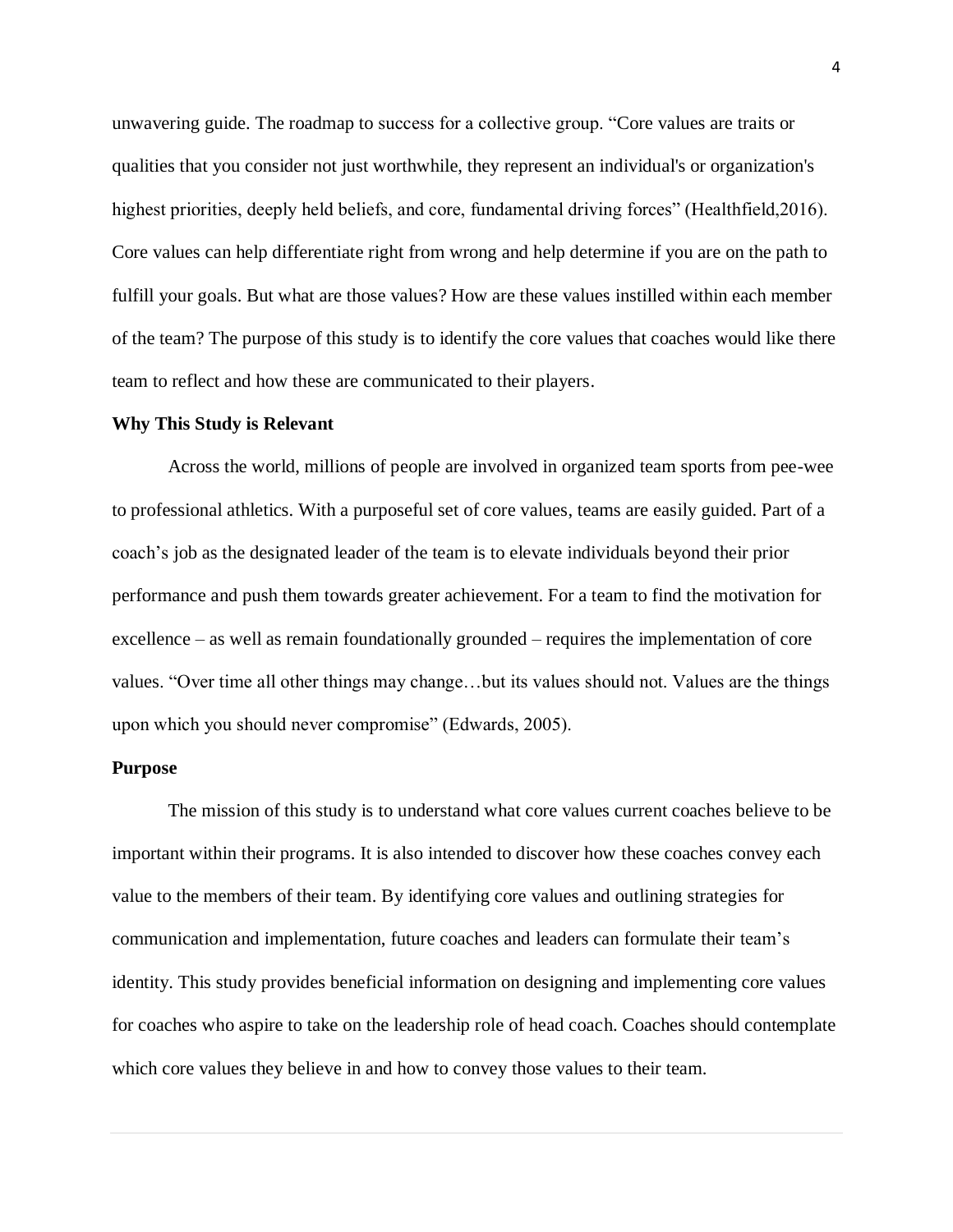unwavering guide. The roadmap to success for a collective group. “Core values are traits or qualities that you consider not just worthwhile, they represent an individual's or organization's highest priorities, deeply held beliefs, and core, fundamental driving forces” (Healthfield,2016). Core values can help differentiate right from wrong and help determine if you are on the path to fulfill your goals. But what are those values? How are these values instilled within each member of the team? The purpose of this study is to identify the core values that coaches would like there team to reflect and how these are communicated to their players.

**Why This Study is Relevant**

Across the world, millions of people are involved in organized team sports from pee-wee to professional athletics. With a purposeful set of core values, teams are easily guided. Part of a coach’s job as the designated leader of the team is to elevate individuals beyond their prior performance and push them towards greater achievement. For a team to find the motivation for excellence – as well as remain foundationally grounded – requires the implementation of core values. “Over time all other things may change…but its values should not. Values are the things upon which you should never compromise” (Edwards, 2005).

**Purpose**

The mission of this study is to understand what core values current coaches believe to be important within their programs. It is also intended to discover how these coaches convey each value to the members of their team. By identifying core values and outlining strategies for communication and implementation, future coaches and leaders can formulate their team’s identity. This study provides beneficial information on designing and implementing core values for coaches who aspire to take on the leadership role of head coach. Coaches should contemplate which core values they believe in and how to convey those values to their team.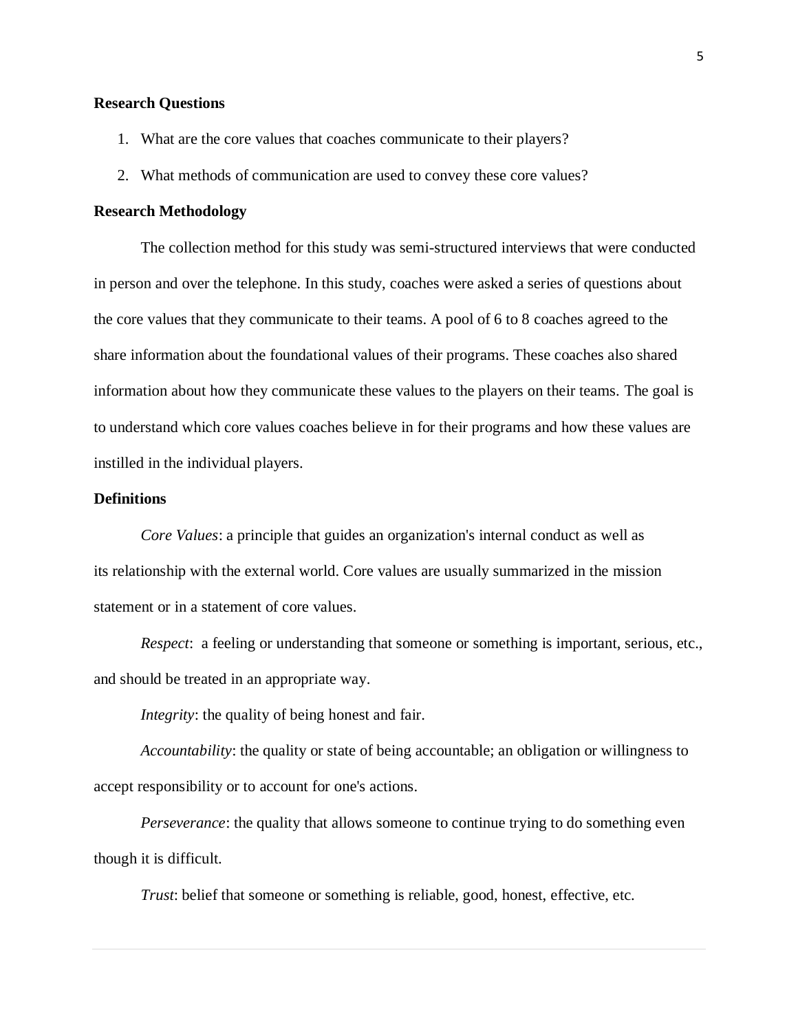**Research Questions**

1. What are the core values that coaches communicate to their players?
2. What methods of communication are used to convey these core values?

**Research Methodology**

The collection method for this study was semi-structured interviews that were conducted in person and over the telephone. In this study, coaches were asked a series of questions about the core values that they communicate to their teams. A pool of 6 to 8 coaches agreed to the share information about the foundational values of their programs. These coaches also shared information about how they communicate these values to the players on their teams. The goal is to understand which core values coaches believe in for their programs and how these values are instilled in the individual players.

**Definitions**

*Core Values*: a principle that guides an organization's internal conduct as well as its relationship with the external world. Core values are usually summarized in the mission statement or in a statement of core values.

*Respect*: a feeling or understanding that someone or something is important, serious, etc., and should be treated in an appropriate way.

*Integrity*: the quality of being honest and fair.

*Accountability*: the quality or state of being accountable; an obligation or willingness to accept responsibility or to account for one's actions.

*Perseverance*: the quality that allows someone to continue trying to do something even though it is difficult.

*Trust*: belief that someone or something is reliable, good, honest, effective, etc.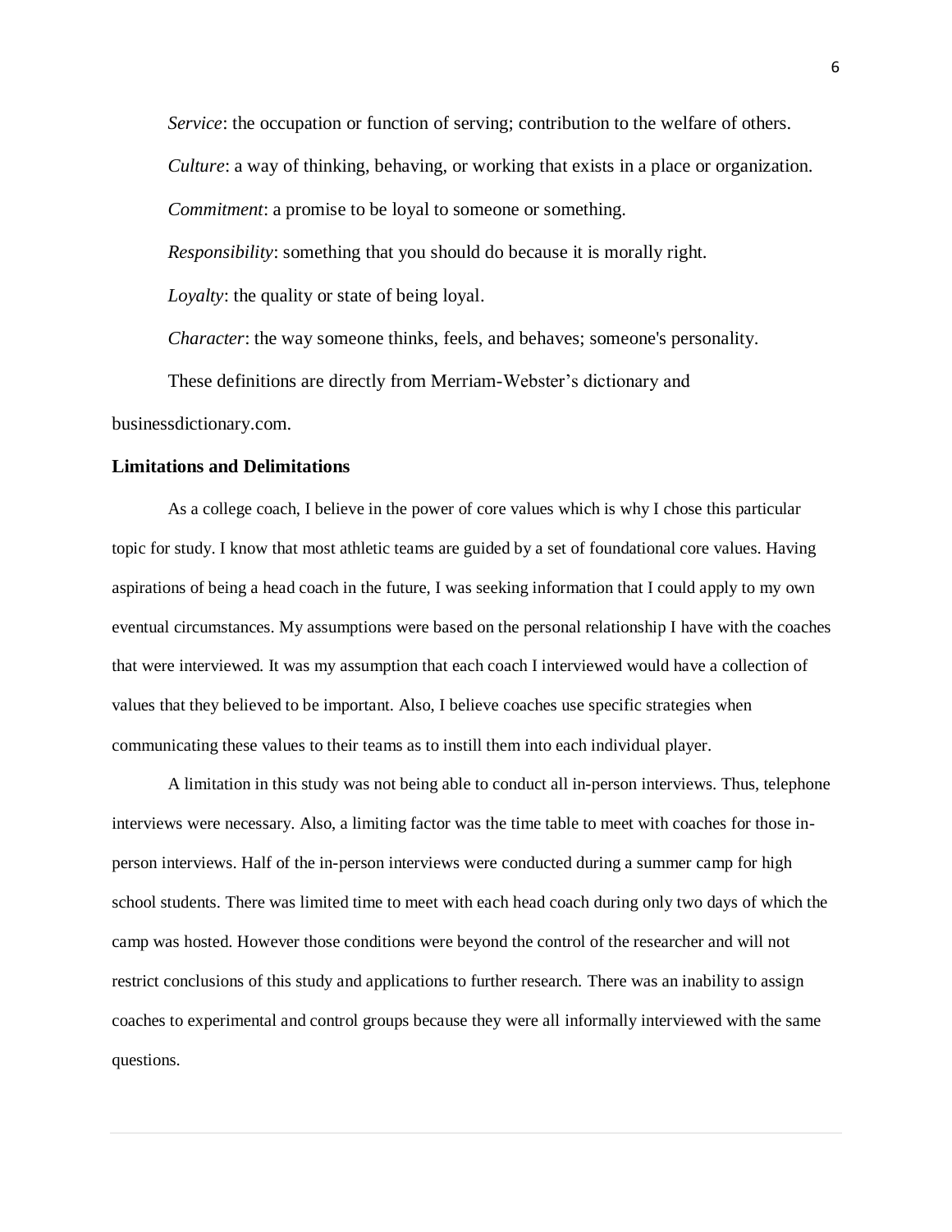*Service*: the occupation or function of serving; contribution to the welfare of others.

*Culture*: a way of thinking, behaving, or working that exists in a place or organization.

*Commitment*: a promise to be loyal to someone or something.

*Responsibility*: something that you should do because it is morally right.

*Loyalty*: the quality or state of being loyal.

*Character*: the way someone thinks, feels, and behaves; someone's personality.

These definitions are directly from Merriam-Webster's dictionary and businessdictionary.com.

### Limitations and Delimitations

As a college coach, I believe in the power of core values which is why I chose this particular topic for study. I know that most athletic teams are guided by a set of foundational core values. Having aspirations of being a head coach in the future, I was seeking information that I could apply to my own eventual circumstances. My assumptions were based on the personal relationship I have with the coaches that were interviewed. It was my assumption that each coach I interviewed would have a collection of values that they believed to be important. Also, I believe coaches use specific strategies when communicating these values to their teams as to instill them into each individual player.

A limitation in this study was not being able to conduct all in-person interviews. Thus, telephone interviews were necessary. Also, a limiting factor was the time table to meet with coaches for those in-person interviews. Half of the in-person interviews were conducted during a summer camp for high school students. There was limited time to meet with each head coach during only two days of which the camp was hosted. However those conditions were beyond the control of the researcher and will not restrict conclusions of this study and applications to further research. There was an inability to assign coaches to experimental and control groups because they were all informally interviewed with the same questions.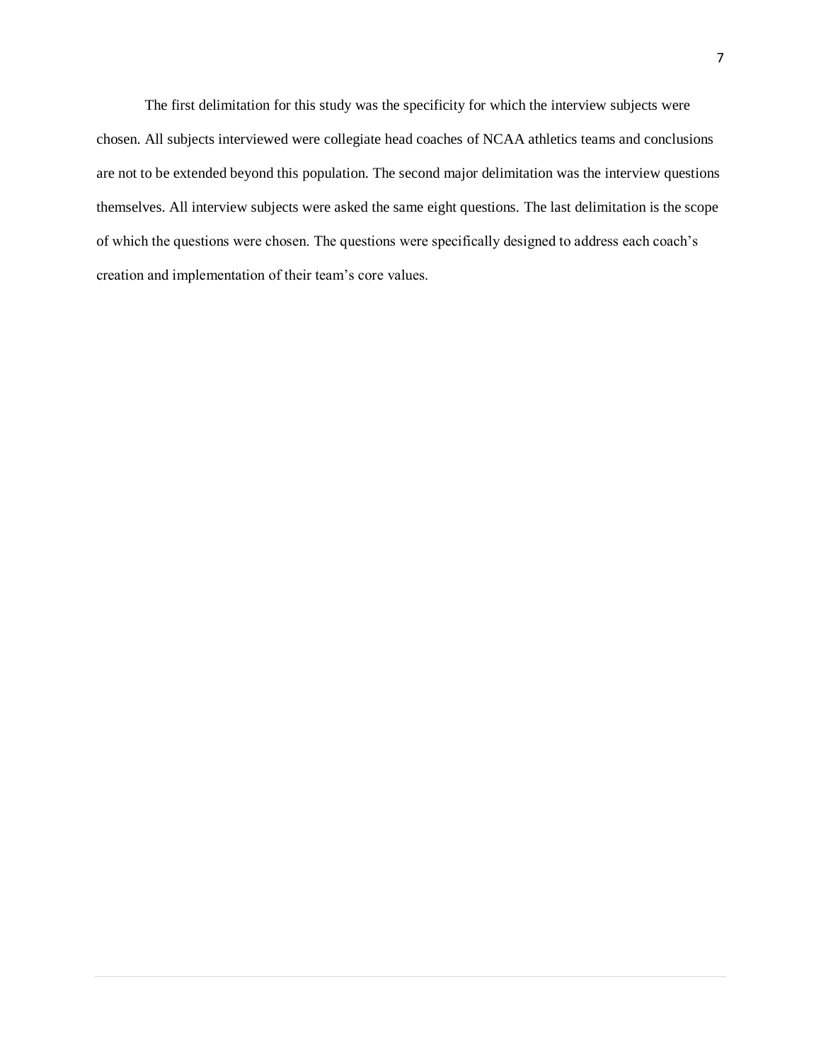The first delimitation for this study was the specificity for which the interview subjects were chosen. All subjects interviewed were collegiate head coaches of NCAA athletics teams and conclusions are not to be extended beyond this population. The second major delimitation was the interview questions themselves. All interview subjects were asked the same eight questions. The last delimitation is the scope of which the questions were chosen. The questions were specifically designed to address each coach's creation and implementation of their team's core values.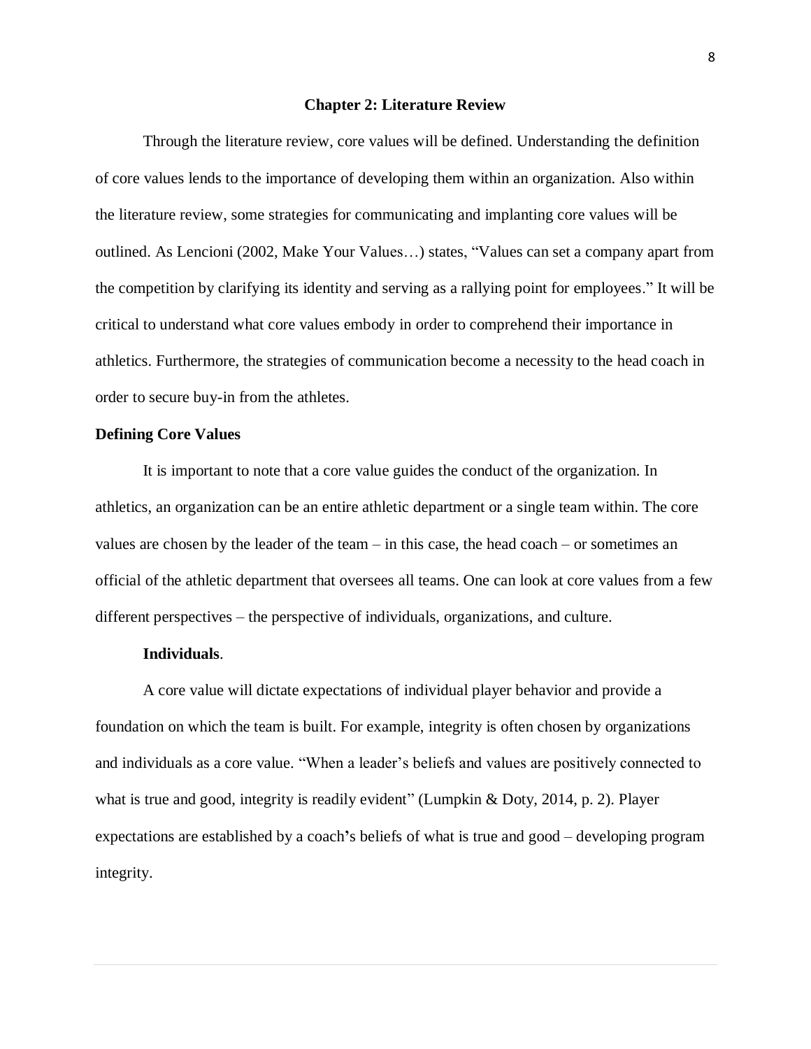## Chapter 2: Literature Review

Through the literature review, core values will be defined. Understanding the definition of core values lends to the importance of developing them within an organization. Also within the literature review, some strategies for communicating and implanting core values will be outlined. As Lencioni (2002, Make Your Values…) states, “Values can set a company apart from the competition by clarifying its identity and serving as a rallying point for employees.” It will be critical to understand what core values embody in order to comprehend their importance in athletics. Furthermore, the strategies of communication become a necessity to the head coach in order to secure buy-in from the athletes.

### Defining Core Values

It is important to note that a core value guides the conduct of the organization. In athletics, an organization can be an entire athletic department or a single team within. The core values are chosen by the leader of the team – in this case, the head coach – or sometimes an official of the athletic department that oversees all teams. One can look at core values from a few different perspectives – the perspective of individuals, organizations, and culture.

#### Individuals.

A core value will dictate expectations of individual player behavior and provide a foundation on which the team is built. For example, integrity is often chosen by organizations and individuals as a core value. “When a leader’s beliefs and values are positively connected to what is true and good, integrity is readily evident” (Lumpkin & Doty, 2014, p. 2). Player expectations are established by a coach’s beliefs of what is true and good – developing program integrity.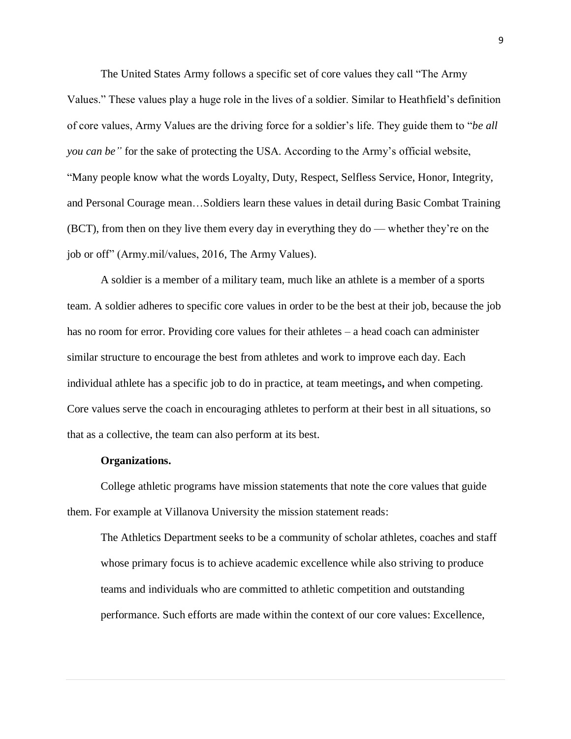The United States Army follows a specific set of core values they call “The Army Values.” These values play a huge role in the lives of a soldier. Similar to Heathfield’s definition of core values, Army Values are the driving force for a soldier’s life. They guide them to “*be all you can be”* for the sake of protecting the USA. According to the Army’s official website, “Many people know what the words Loyalty, Duty, Respect, Selfless Service, Honor, Integrity, and Personal Courage mean…Soldiers learn these values in detail during Basic Combat Training (BCT), from then on they live them every day in everything they do — whether they’re on the job or off” (Army.mil/values, 2016, The Army Values).

A soldier is a member of a military team, much like an athlete is a member of a sports team. A soldier adheres to specific core values in order to be the best at their job, because the job has no room for error. Providing core values for their athletes – a head coach can administer similar structure to encourage the best from athletes and work to improve each day. Each individual athlete has a specific job to do in practice, at team meetings**,** and when competing. Core values serve the coach in encouraging athletes to perform at their best in all situations, so that as a collective, the team can also perform at its best.

**Organizations.**

College athletic programs have mission statements that note the core values that guide them. For example at Villanova University the mission statement reads:

> The Athletics Department seeks to be a community of scholar athletes, coaches and staff whose primary focus is to achieve academic excellence while also striving to produce teams and individuals who are committed to athletic competition and outstanding performance. Such efforts are made within the context of our core values: Excellence,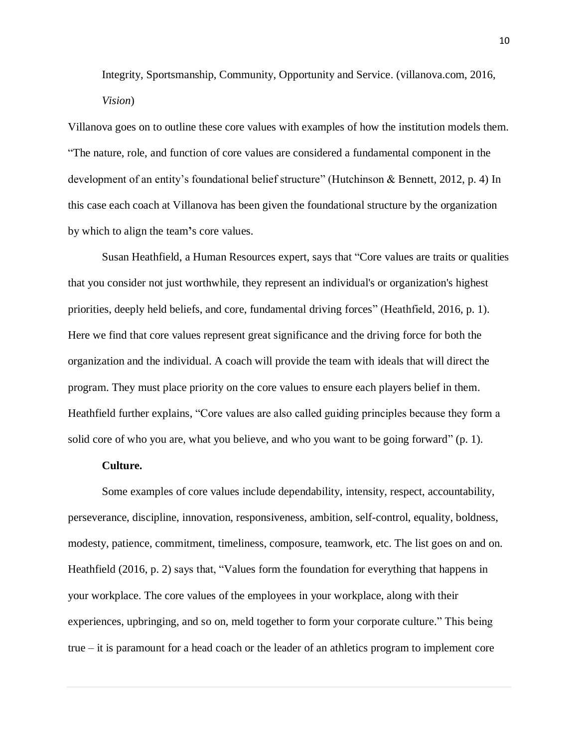Integrity, Sportsmanship, Community, Opportunity and Service. (villanova.com, 2016, *Vision*)

Villanova goes on to outline these core values with examples of how the institution models them. "The nature, role, and function of core values are considered a fundamental component in the development of an entity's foundational belief structure" (Hutchinson & Bennett, 2012, p. 4) In this case each coach at Villanova has been given the foundational structure by the organization by which to align the team's core values.

Susan Heathfield, a Human Resources expert, says that "Core values are traits or qualities that you consider not just worthwhile, they represent an individual's or organization's highest priorities, deeply held beliefs, and core, fundamental driving forces" (Heathfield, 2016, p. 1). Here we find that core values represent great significance and the driving force for both the organization and the individual. A coach will provide the team with ideals that will direct the program. They must place priority on the core values to ensure each players belief in them. Heathfield further explains, "Core values are also called guiding principles because they form a solid core of who you are, what you believe, and who you want to be going forward" (p. 1).

**Culture.**

Some examples of core values include dependability, intensity, respect, accountability, perseverance, discipline, innovation, responsiveness, ambition, self-control, equality, boldness, modesty, patience, commitment, timeliness, composure, teamwork, etc. The list goes on and on. Heathfield (2016, p. 2) says that, "Values form the foundation for everything that happens in your workplace. The core values of the employees in your workplace, along with their experiences, upbringing, and so on, meld together to form your corporate culture." This being true – it is paramount for a head coach or the leader of an athletics program to implement core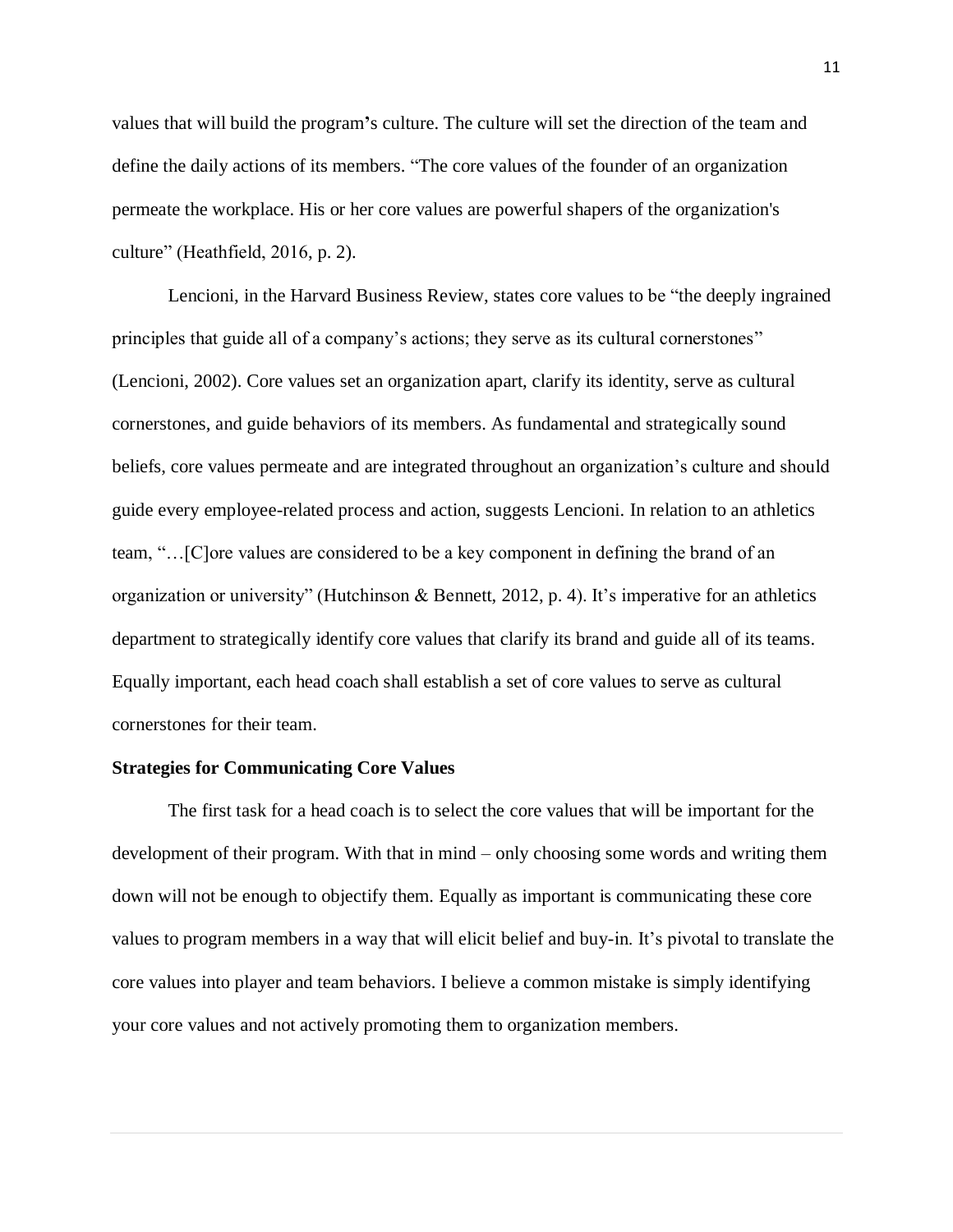values that will build the program's culture. The culture will set the direction of the team and define the daily actions of its members. "The core values of the founder of an organization permeate the workplace. His or her core values are powerful shapers of the organization's culture" (Heathfield, 2016, p. 2).

Lencioni, in the Harvard Business Review, states core values to be "the deeply ingrained principles that guide all of a company's actions; they serve as its cultural cornerstones" (Lencioni, 2002). Core values set an organization apart, clarify its identity, serve as cultural cornerstones, and guide behaviors of its members. As fundamental and strategically sound beliefs, core values permeate and are integrated throughout an organization's culture and should guide every employee-related process and action, suggests Lencioni. In relation to an athletics team, "…[C]ore values are considered to be a key component in defining the brand of an organization or university" (Hutchinson & Bennett, 2012, p. 4). It's imperative for an athletics department to strategically identify core values that clarify its brand and guide all of its teams. Equally important, each head coach shall establish a set of core values to serve as cultural cornerstones for their team.

**Strategies for Communicating Core Values**

The first task for a head coach is to select the core values that will be important for the development of their program. With that in mind – only choosing some words and writing them down will not be enough to objectify them. Equally as important is communicating these core values to program members in a way that will elicit belief and buy-in. It's pivotal to translate the core values into player and team behaviors. I believe a common mistake is simply identifying your core values and not actively promoting them to organization members.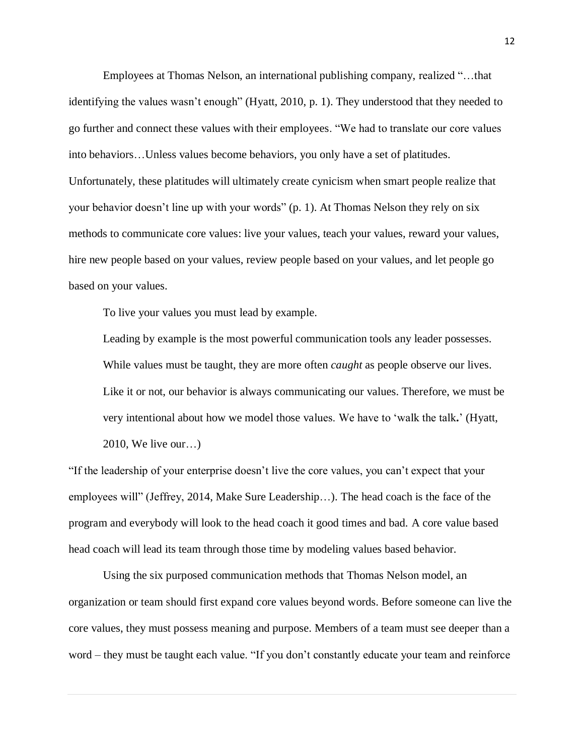Employees at Thomas Nelson, an international publishing company, realized "…that identifying the values wasn't enough" (Hyatt, 2010, p. 1). They understood that they needed to go further and connect these values with their employees. "We had to translate our core values into behaviors…Unless values become behaviors, you only have a set of platitudes. Unfortunately, these platitudes will ultimately create cynicism when smart people realize that your behavior doesn't line up with your words" (p. 1). At Thomas Nelson they rely on six methods to communicate core values: live your values, teach your values, reward your values, hire new people based on your values, review people based on your values, and let people go based on your values.

To live your values you must lead by example.

> Leading by example is the most powerful communication tools any leader possesses. While values must be taught, they are more often *caught* as people observe our lives. Like it or not, our behavior is always communicating our values. Therefore, we must be very intentional about how we model those values. We have to 'walk the talk**.**' (Hyatt, 2010, We live our…)

"If the leadership of your enterprise doesn't live the core values, you can't expect that your employees will" (Jeffrey, 2014, Make Sure Leadership…). The head coach is the face of the program and everybody will look to the head coach it good times and bad. A core value based head coach will lead its team through those time by modeling values based behavior.

Using the six purposed communication methods that Thomas Nelson model, an organization or team should first expand core values beyond words. Before someone can live the core values, they must possess meaning and purpose. Members of a team must see deeper than a word – they must be taught each value. "If you don't constantly educate your team and reinforce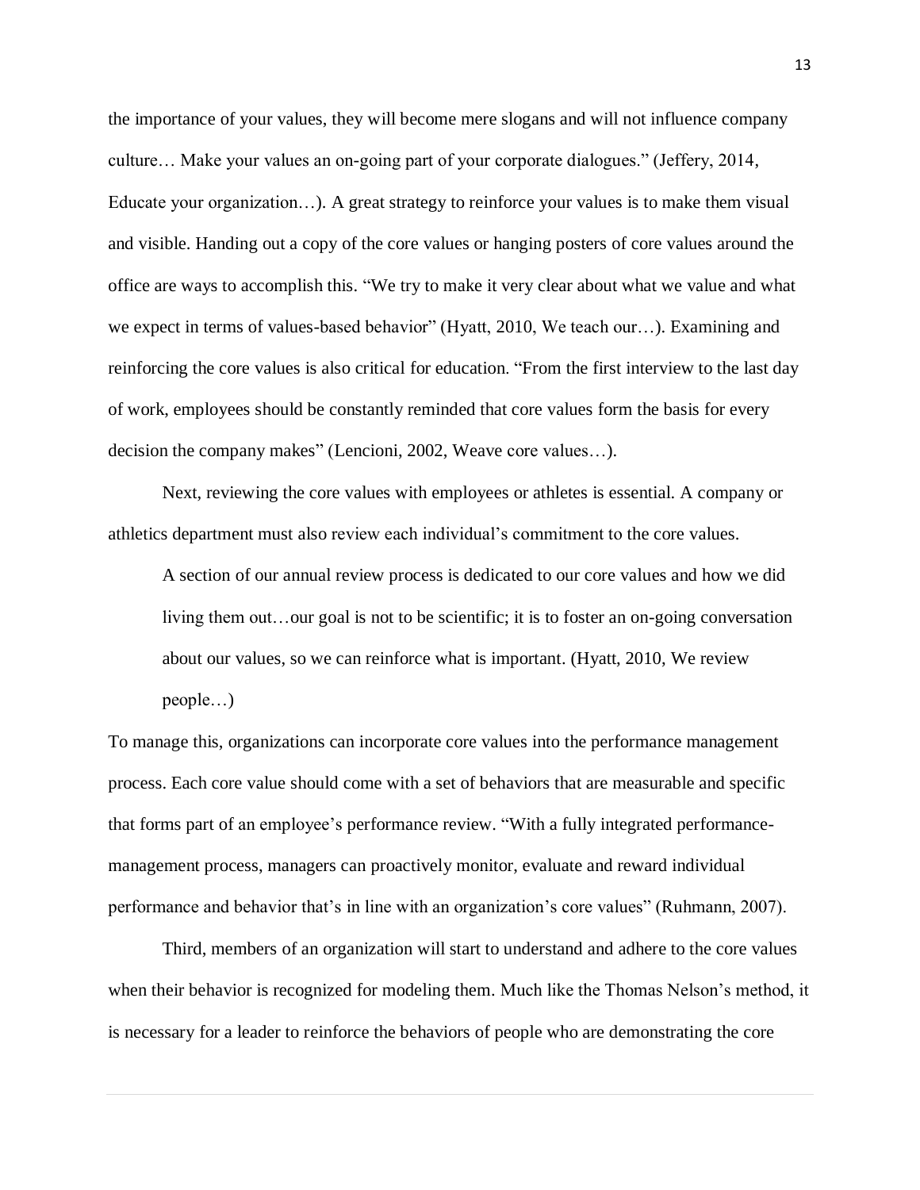the importance of your values, they will become mere slogans and will not influence company culture… Make your values an on-going part of your corporate dialogues." (Jeffery, 2014, Educate your organization…). A great strategy to reinforce your values is to make them visual and visible. Handing out a copy of the core values or hanging posters of core values around the office are ways to accomplish this. "We try to make it very clear about what we value and what we expect in terms of values-based behavior" (Hyatt, 2010, We teach our…). Examining and reinforcing the core values is also critical for education. "From the first interview to the last day of work, employees should be constantly reminded that core values form the basis for every decision the company makes" (Lencioni, 2002, Weave core values…).

Next, reviewing the core values with employees or athletes is essential. A company or athletics department must also review each individual's commitment to the core values.

> A section of our annual review process is dedicated to our core values and how we did living them out…our goal is not to be scientific; it is to foster an on-going conversation about our values, so we can reinforce what is important. (Hyatt, 2010, We review people…)

To manage this, organizations can incorporate core values into the performance management process. Each core value should come with a set of behaviors that are measurable and specific that forms part of an employee's performance review. "With a fully integrated performance-management process, managers can proactively monitor, evaluate and reward individual performance and behavior that's in line with an organization's core values" (Ruhmann, 2007).

Third, members of an organization will start to understand and adhere to the core values when their behavior is recognized for modeling them. Much like the Thomas Nelson's method, it is necessary for a leader to reinforce the behaviors of people who are demonstrating the core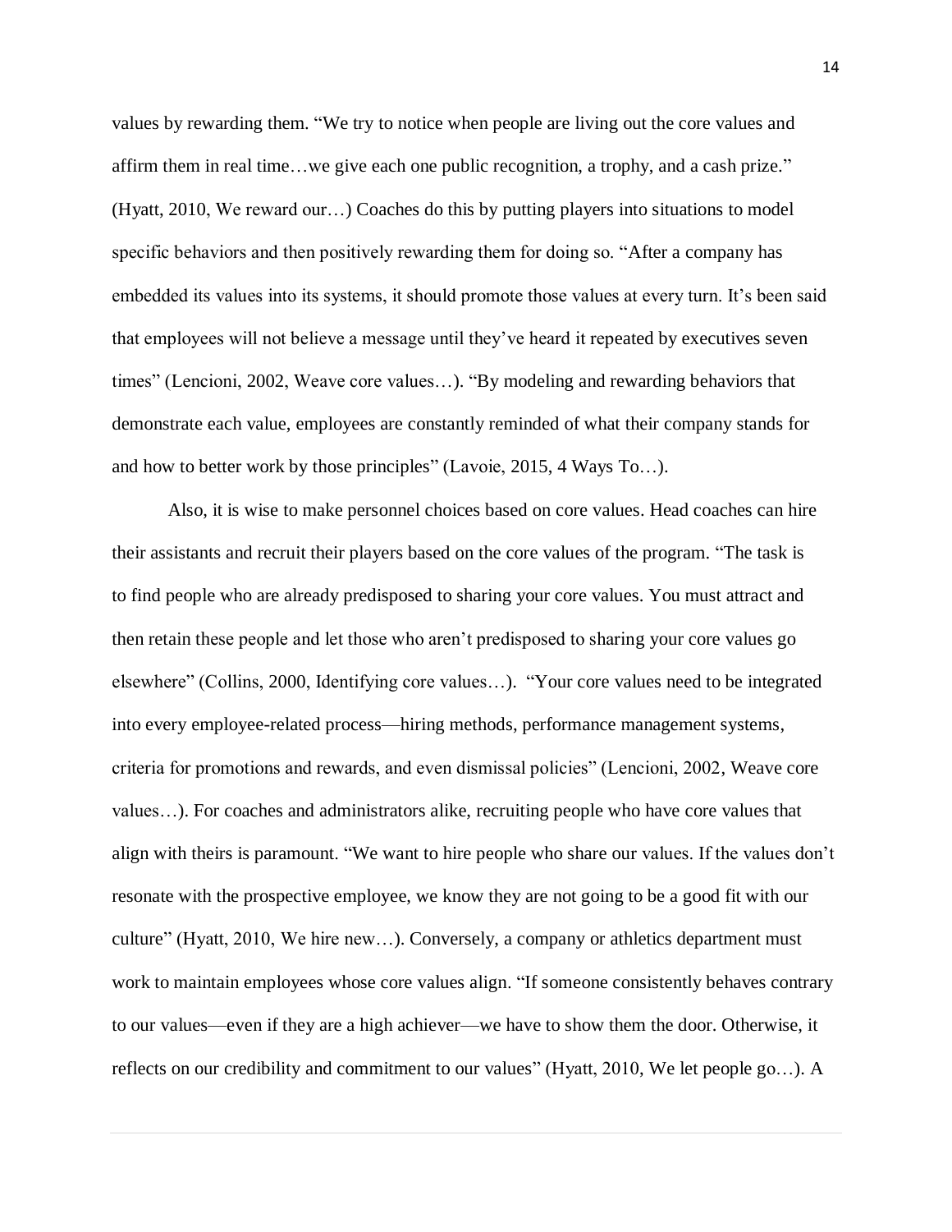values by rewarding them. “We try to notice when people are living out the core values and affirm them in real time…we give each one public recognition, a trophy, and a cash prize.” (Hyatt, 2010, We reward our…) Coaches do this by putting players into situations to model specific behaviors and then positively rewarding them for doing so. “After a company has embedded its values into its systems, it should promote those values at every turn. It’s been said that employees will not believe a message until they’ve heard it repeated by executives seven times” (Lencioni, 2002, Weave core values…). “By modeling and rewarding behaviors that demonstrate each value, employees are constantly reminded of what their company stands for and how to better work by those principles” (Lavoie, 2015, 4 Ways To…).

Also, it is wise to make personnel choices based on core values. Head coaches can hire their assistants and recruit their players based on the core values of the program. “The task is to find people who are already predisposed to sharing your core values. You must attract and then retain these people and let those who aren’t predisposed to sharing your core values go elsewhere” (Collins, 2000, Identifying core values…). “Your core values need to be integrated into every employee-related process—hiring methods, performance management systems, criteria for promotions and rewards, and even dismissal policies” (Lencioni, 2002, Weave core values…). For coaches and administrators alike, recruiting people who have core values that align with theirs is paramount. “We want to hire people who share our values. If the values don’t resonate with the prospective employee, we know they are not going to be a good fit with our culture” (Hyatt, 2010, We hire new…). Conversely, a company or athletics department must work to maintain employees whose core values align. “If someone consistently behaves contrary to our values—even if they are a high achiever—we have to show them the door. Otherwise, it reflects on our credibility and commitment to our values” (Hyatt, 2010, We let people go…). A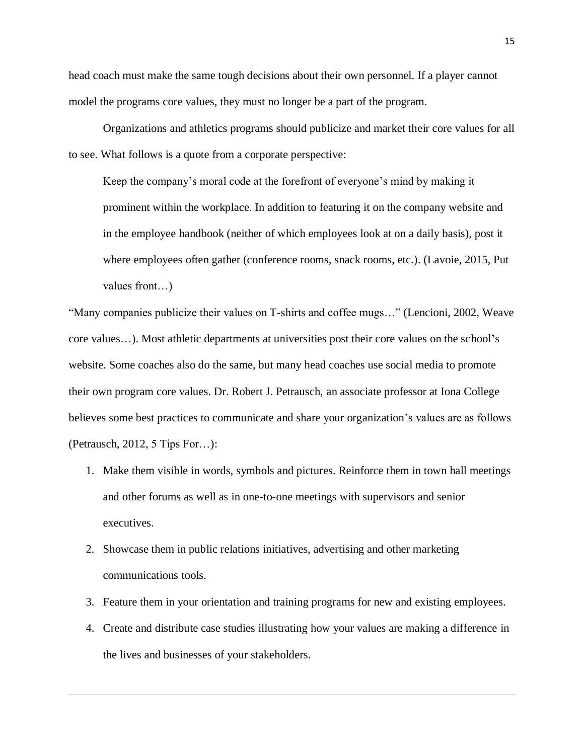head coach must make the same tough decisions about their own personnel. If a player cannot model the programs core values, they must no longer be a part of the program.

Organizations and athletics programs should publicize and market their core values for all to see. What follows is a quote from a corporate perspective:

> Keep the company's moral code at the forefront of everyone's mind by making it prominent within the workplace. In addition to featuring it on the company website and in the employee handbook (neither of which employees look at on a daily basis), post it where employees often gather (conference rooms, snack rooms, etc.). (Lavoie, 2015, Put values front…)

"Many companies publicize their values on T-shirts and coffee mugs…" (Lencioni, 2002, Weave core values…). Most athletic departments at universities post their core values on the school's website. Some coaches also do the same, but many head coaches use social media to promote their own program core values. Dr. Robert J. Petrausch, an associate professor at Iona College believes some best practices to communicate and share your organization's values are as follows (Petrausch, 2012, 5 Tips For…):

1. Make them visible in words, symbols and pictures. Reinforce them in town hall meetings and other forums as well as in one-to-one meetings with supervisors and senior executives.
2. Showcase them in public relations initiatives, advertising and other marketing communications tools.
3. Feature them in your orientation and training programs for new and existing employees.
4. Create and distribute case studies illustrating how your values are making a difference in the lives and businesses of your stakeholders.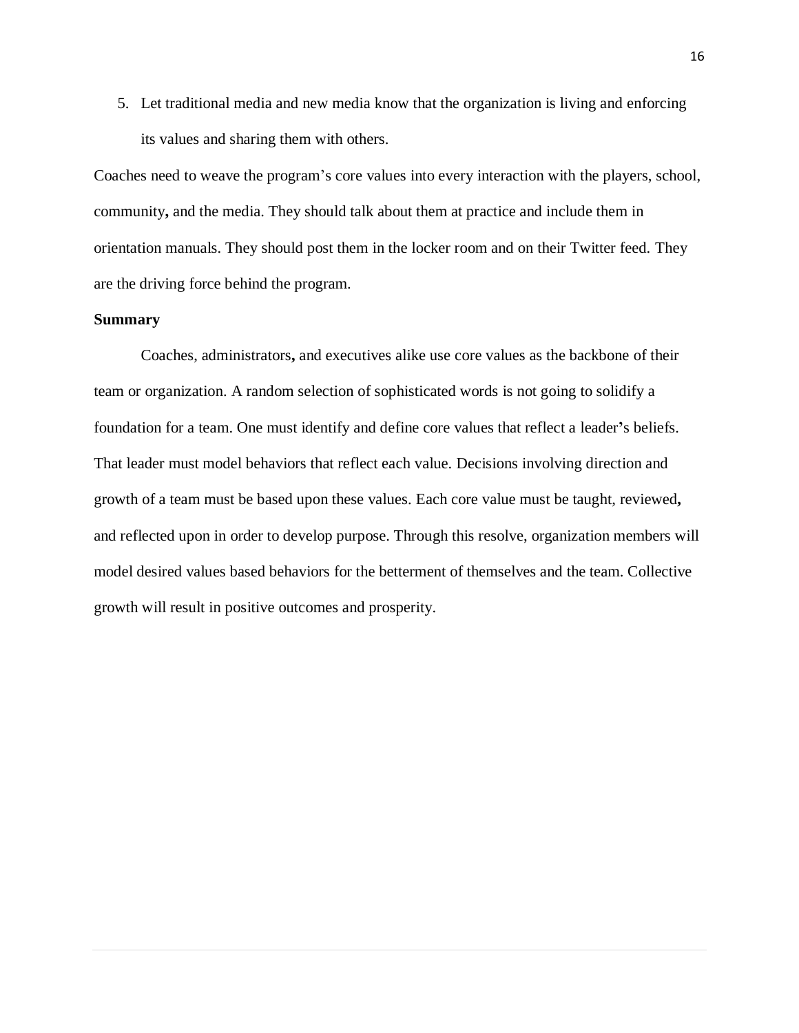5. Let traditional media and new media know that the organization is living and enforcing its values and sharing them with others.

Coaches need to weave the program's core values into every interaction with the players, school, community, and the media. They should talk about them at practice and include them in orientation manuals. They should post them in the locker room and on their Twitter feed. They are the driving force behind the program.

**Summary**

Coaches, administrators, and executives alike use core values as the backbone of their team or organization. A random selection of sophisticated words is not going to solidify a foundation for a team. One must identify and define core values that reflect a leader's beliefs. That leader must model behaviors that reflect each value. Decisions involving direction and growth of a team must be based upon these values. Each core value must be taught, reviewed, and reflected upon in order to develop purpose. Through this resolve, organization members will model desired values based behaviors for the betterment of themselves and the team. Collective growth will result in positive outcomes and prosperity.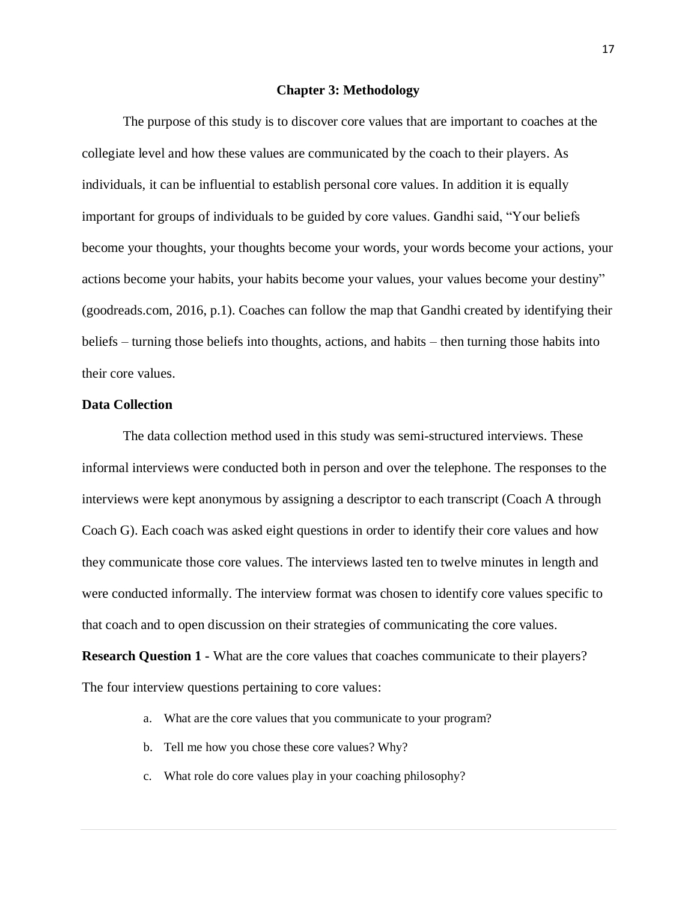# Chapter 3: Methodology

The purpose of this study is to discover core values that are important to coaches at the collegiate level and how these values are communicated by the coach to their players. As individuals, it can be influential to establish personal core values. In addition it is equally important for groups of individuals to be guided by core values. Gandhi said, "Your beliefs become your thoughts, your thoughts become your words, your words become your actions, your actions become your habits, your habits become your values, your values become your destiny" (goodreads.com, 2016, p.1). Coaches can follow the map that Gandhi created by identifying their beliefs – turning those beliefs into thoughts, actions, and habits – then turning those habits into their core values.

## Data Collection

The data collection method used in this study was semi-structured interviews. These informal interviews were conducted both in person and over the telephone. The responses to the interviews were kept anonymous by assigning a descriptor to each transcript (Coach A through Coach G). Each coach was asked eight questions in order to identify their core values and how they communicate those core values. The interviews lasted ten to twelve minutes in length and were conducted informally. The interview format was chosen to identify core values specific to that coach and to open discussion on their strategies of communicating the core values.

**Research Question 1 -** What are the core values that coaches communicate to their players? The four interview questions pertaining to core values:

a. What are the core values that you communicate to your program?

b. Tell me how you chose these core values? Why?

c. What role do core values play in your coaching philosophy?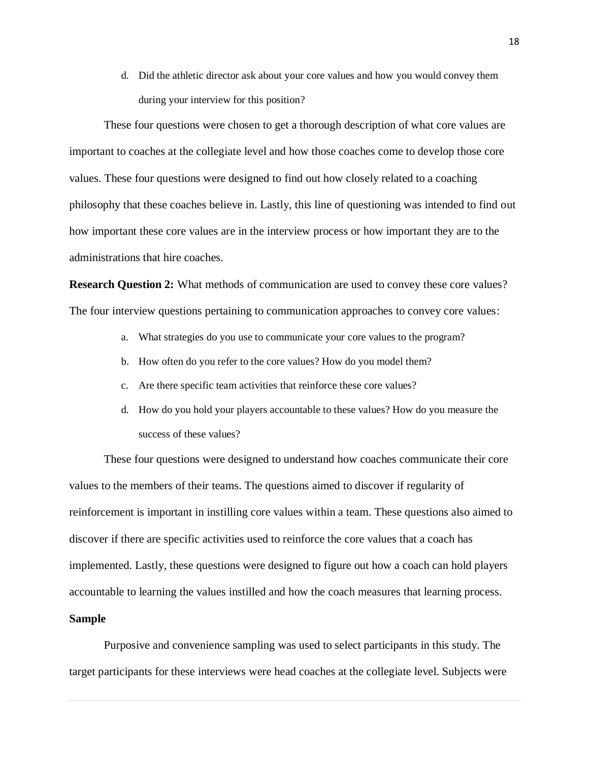d. Did the athletic director ask about your core values and how you would convey them during your interview for this position?

These four questions were chosen to get a thorough description of what core values are important to coaches at the collegiate level and how those coaches come to develop those core values. These four questions were designed to find out how closely related to a coaching philosophy that these coaches believe in. Lastly, this line of questioning was intended to find out how important these core values are in the interview process or how important they are to the administrations that hire coaches.

**Research Question 2:** What methods of communication are used to convey these core values? The four interview questions pertaining to communication approaches to convey core values:

a. What strategies do you use to communicate your core values to the program?
b. How often do you refer to the core values? How do you model them?
c. Are there specific team activities that reinforce these core values?
d. How do you hold your players accountable to these values? How do you measure the success of these values?

These four questions were designed to understand how coaches communicate their core values to the members of their teams. The questions aimed to discover if regularity of reinforcement is important in instilling core values within a team. These questions also aimed to discover if there are specific activities used to reinforce the core values that a coach has implemented. Lastly, these questions were designed to figure out how a coach can hold players accountable to learning the values instilled and how the coach measures that learning process.

**Sample**

Purposive and convenience sampling was used to select participants in this study. The target participants for these interviews were head coaches at the collegiate level. Subjects were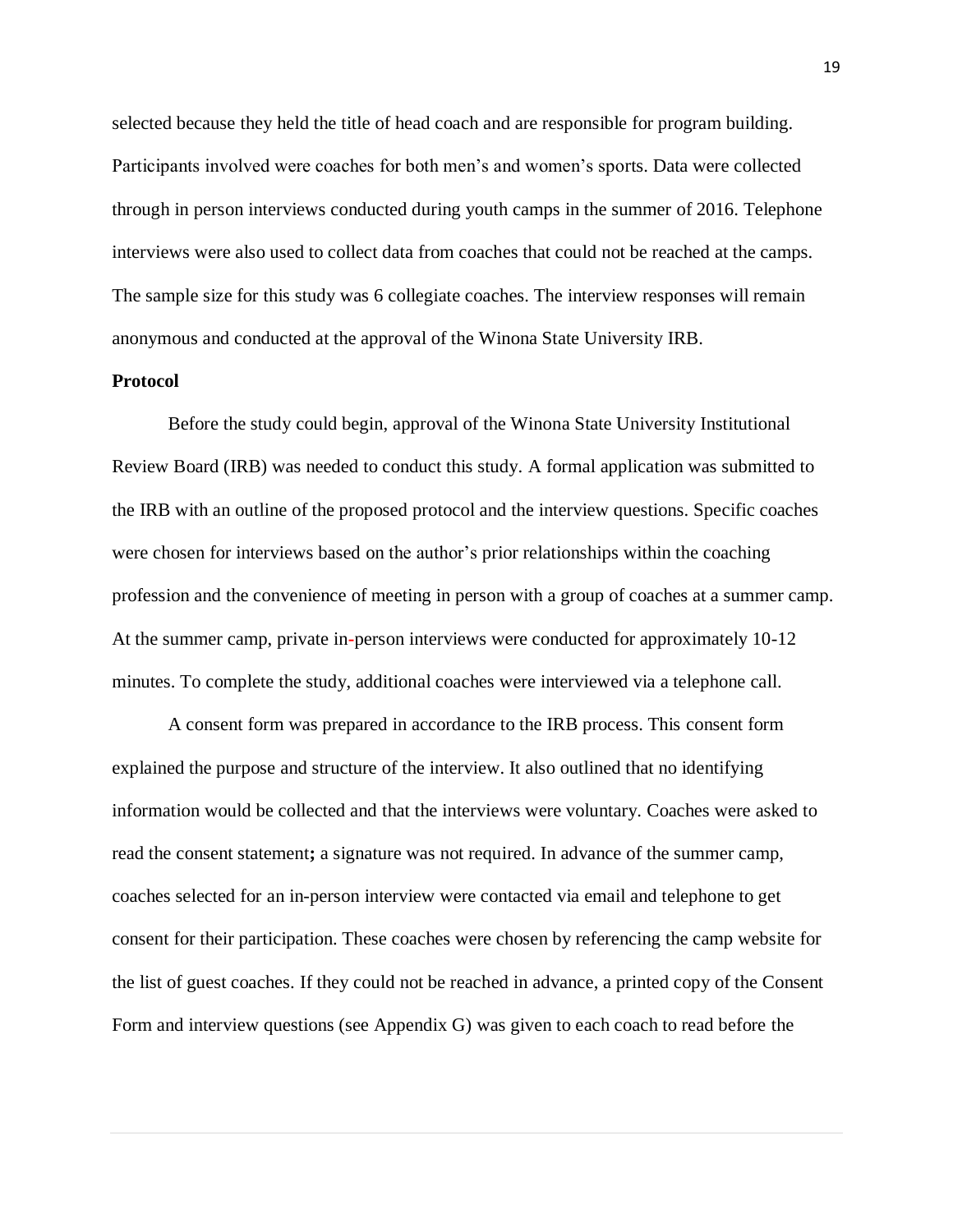selected because they held the title of head coach and are responsible for program building. Participants involved were coaches for both men's and women's sports. Data were collected through in person interviews conducted during youth camps in the summer of 2016. Telephone interviews were also used to collect data from coaches that could not be reached at the camps. The sample size for this study was 6 collegiate coaches. The interview responses will remain anonymous and conducted at the approval of the Winona State University IRB.

**Protocol**

Before the study could begin, approval of the Winona State University Institutional Review Board (IRB) was needed to conduct this study. A formal application was submitted to the IRB with an outline of the proposed protocol and the interview questions. Specific coaches were chosen for interviews based on the author's prior relationships within the coaching profession and the convenience of meeting in person with a group of coaches at a summer camp. At the summer camp, private in-person interviews were conducted for approximately 10-12 minutes. To complete the study, additional coaches were interviewed via a telephone call.

A consent form was prepared in accordance to the IRB process. This consent form explained the purpose and structure of the interview. It also outlined that no identifying information would be collected and that the interviews were voluntary. Coaches were asked to read the consent statement**;** a signature was not required. In advance of the summer camp, coaches selected for an in-person interview were contacted via email and telephone to get consent for their participation. These coaches were chosen by referencing the camp website for the list of guest coaches. If they could not be reached in advance, a printed copy of the Consent Form and interview questions (see Appendix G) was given to each coach to read before the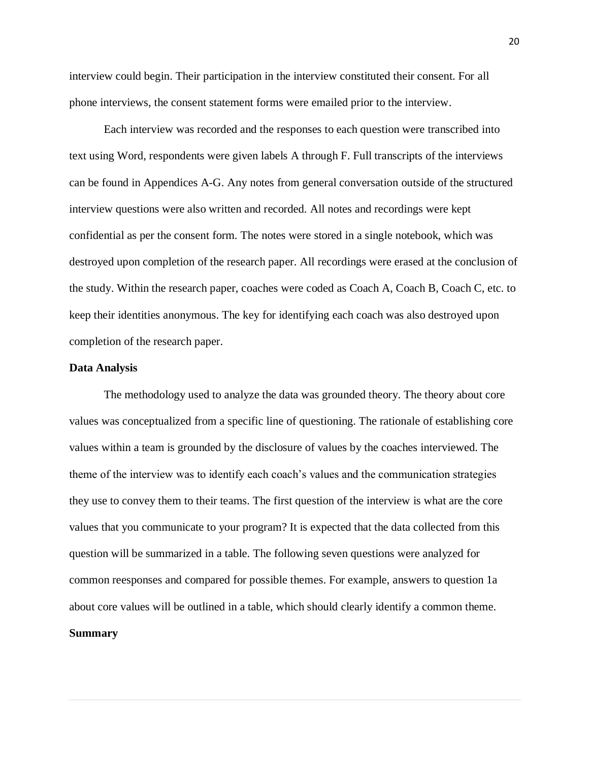interview could begin. Their participation in the interview constituted their consent. For all phone interviews, the consent statement forms were emailed prior to the interview.

Each interview was recorded and the responses to each question were transcribed into text using Word, respondents were given labels A through F. Full transcripts of the interviews can be found in Appendices A-G. Any notes from general conversation outside of the structured interview questions were also written and recorded. All notes and recordings were kept confidential as per the consent form. The notes were stored in a single notebook, which was destroyed upon completion of the research paper. All recordings were erased at the conclusion of the study. Within the research paper, coaches were coded as Coach A, Coach B, Coach C, etc. to keep their identities anonymous. The key for identifying each coach was also destroyed upon completion of the research paper.

**Data Analysis**

The methodology used to analyze the data was grounded theory. The theory about core values was conceptualized from a specific line of questioning. The rationale of establishing core values within a team is grounded by the disclosure of values by the coaches interviewed. The theme of the interview was to identify each coach's values and the communication strategies they use to convey them to their teams. The first question of the interview is what are the core values that you communicate to your program? It is expected that the data collected from this question will be summarized in a table. The following seven questions were analyzed for common reesponses and compared for possible themes. For example, answers to question 1a about core values will be outlined in a table, which should clearly identify a common theme.

**Summary**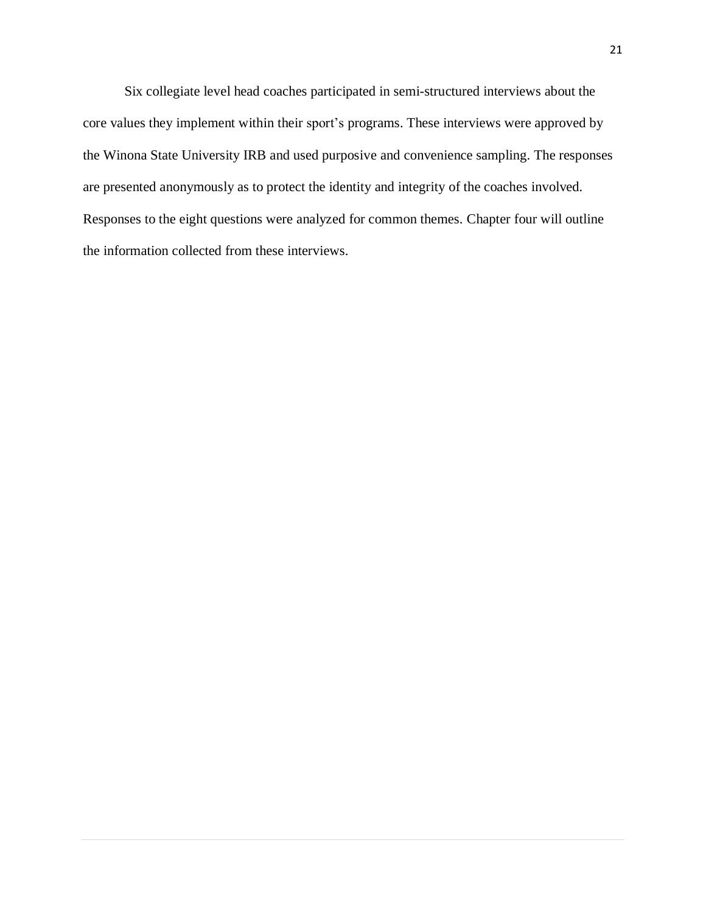Six collegiate level head coaches participated in semi-structured interviews about the core values they implement within their sport's programs. These interviews were approved by the Winona State University IRB and used purposive and convenience sampling. The responses are presented anonymously as to protect the identity and integrity of the coaches involved. Responses to the eight questions were analyzed for common themes. Chapter four will outline the information collected from these interviews.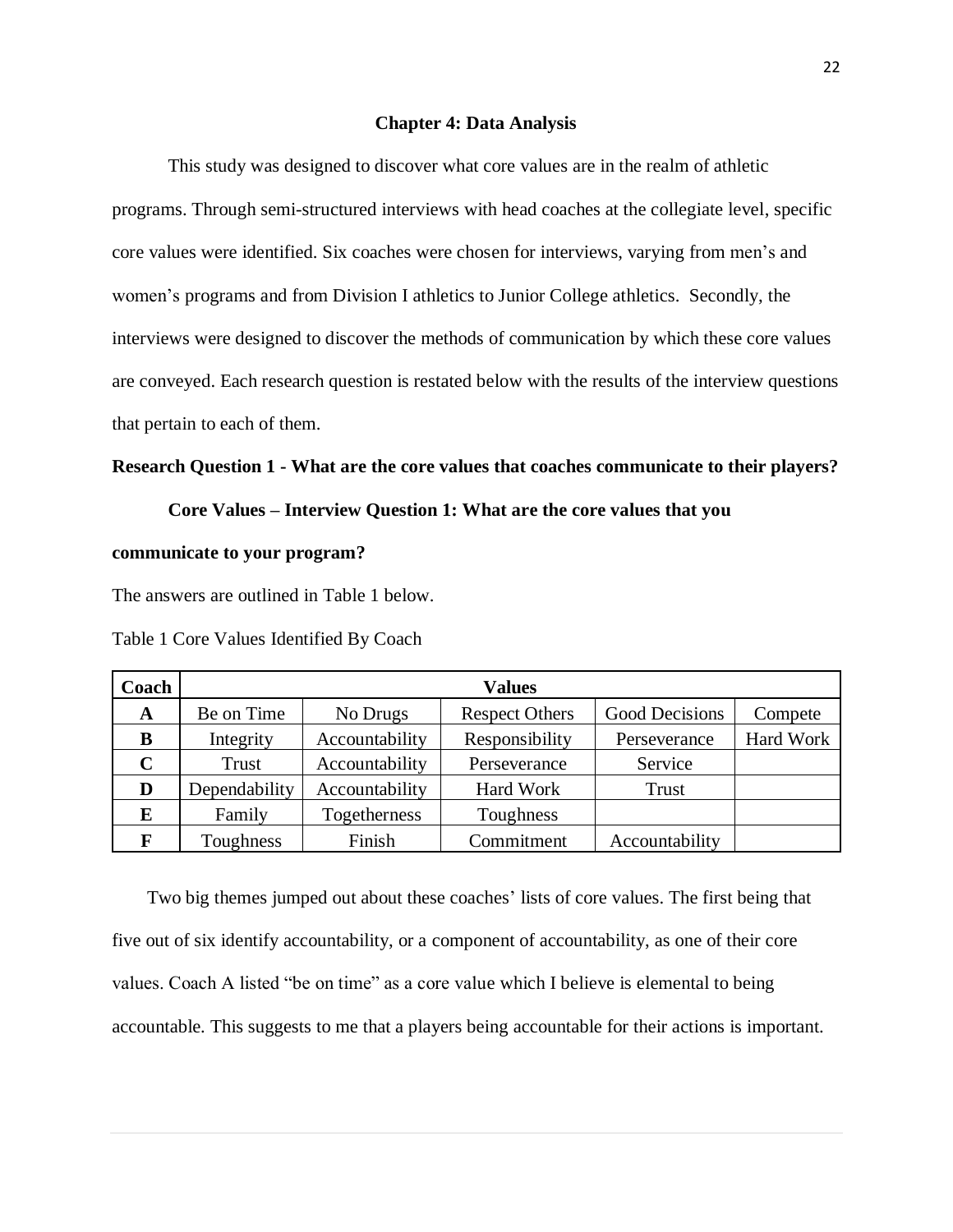## Chapter 4: Data Analysis

This study was designed to discover what core values are in the realm of athletic programs. Through semi-structured interviews with head coaches at the collegiate level, specific core values were identified. Six coaches were chosen for interviews, varying from men's and women's programs and from Division I athletics to Junior College athletics. Secondly, the interviews were designed to discover the methods of communication by which these core values are conveyed. Each research question is restated below with the results of the interview questions that pertain to each of them.

### Research Question 1 - What are the core values that coaches communicate to their players?

**Core Values – Interview Question 1: What are the core values that you communicate to your program?**

The answers are outlined in Table 1 below.

Table 1 Core Values Identified By Coach

| Coach | Values | | | | |
|---|---|---|---|---|---|
| **A** | Be on Time | No Drugs | Respect Others | Good Decisions | Compete |
| **B** | Integrity | Accountability | Responsibility | Perseverance | Hard Work |
| **C** | Trust | Accountability | Perseverance | Service | |
| **D** | Dependability | Accountability | Hard Work | Trust | |
| **E** | Family | Togetherness | Toughness | | |
| **F** | Toughness | Finish | Commitment | Accountability | |

Two big themes jumped out about these coaches' lists of core values. The first being that five out of six identify accountability, or a component of accountability, as one of their core values. Coach A listed "be on time" as a core value which I believe is elemental to being accountable. This suggests to me that a players being accountable for their actions is important.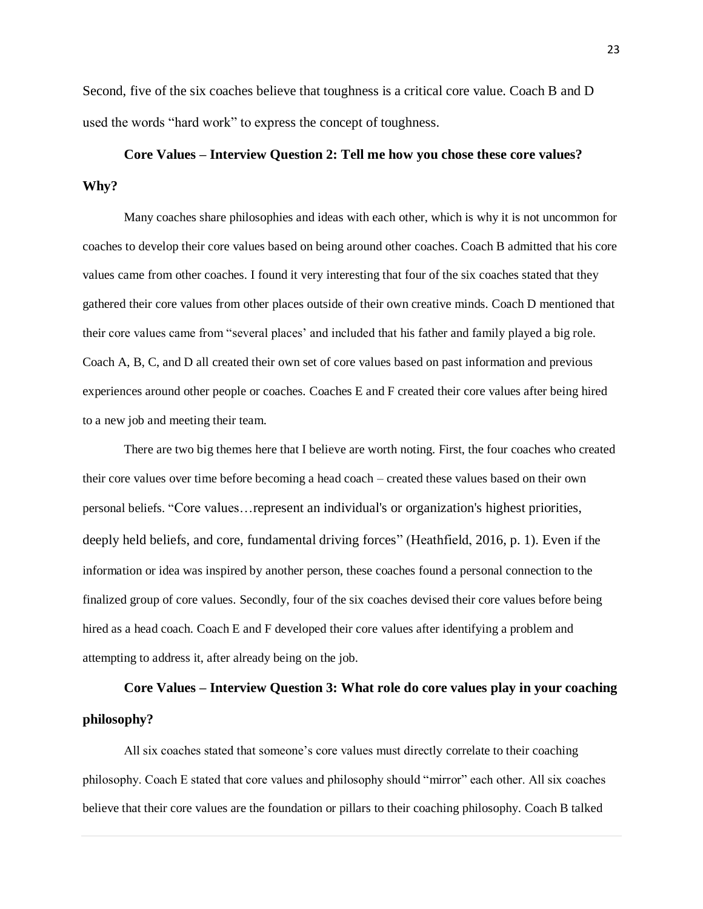Second, five of the six coaches believe that toughness is a critical core value. Coach B and D used the words "hard work" to express the concept of toughness.

**Core Values – Interview Question 2: Tell me how you chose these core values? Why?**

Many coaches share philosophies and ideas with each other, which is why it is not uncommon for coaches to develop their core values based on being around other coaches. Coach B admitted that his core values came from other coaches. I found it very interesting that four of the six coaches stated that they gathered their core values from other places outside of their own creative minds. Coach D mentioned that their core values came from "several places' and included that his father and family played a big role. Coach A, B, C, and D all created their own set of core values based on past information and previous experiences around other people or coaches. Coaches E and F created their core values after being hired to a new job and meeting their team.

There are two big themes here that I believe are worth noting. First, the four coaches who created their core values over time before becoming a head coach – created these values based on their own personal beliefs. "Core values…represent an individual's or organization's highest priorities, deeply held beliefs, and core, fundamental driving forces" (Heathfield, 2016, p. 1). Even if the information or idea was inspired by another person, these coaches found a personal connection to the finalized group of core values. Secondly, four of the six coaches devised their core values before being hired as a head coach. Coach E and F developed their core values after identifying a problem and attempting to address it, after already being on the job.

**Core Values – Interview Question 3: What role do core values play in your coaching philosophy?**

All six coaches stated that someone's core values must directly correlate to their coaching philosophy. Coach E stated that core values and philosophy should "mirror" each other. All six coaches believe that their core values are the foundation or pillars to their coaching philosophy. Coach B talked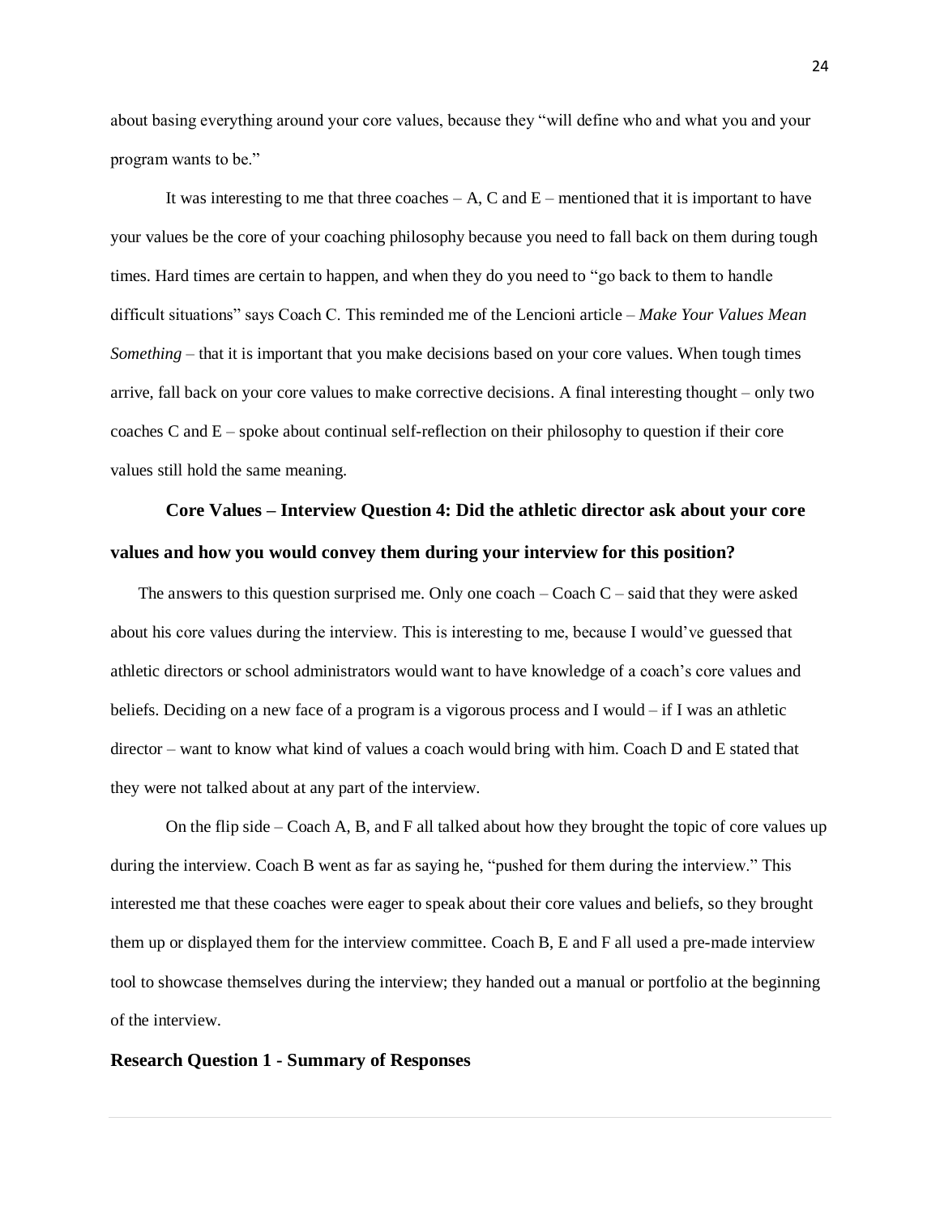about basing everything around your core values, because they "will define who and what you and your program wants to be."

It was interesting to me that three coaches – A, C and E – mentioned that it is important to have your values be the core of your coaching philosophy because you need to fall back on them during tough times. Hard times are certain to happen, and when they do you need to "go back to them to handle difficult situations" says Coach C. This reminded me of the Lencioni article – *Make Your Values Mean Something* – that it is important that you make decisions based on your core values. When tough times arrive, fall back on your core values to make corrective decisions. A final interesting thought – only two coaches C and E – spoke about continual self-reflection on their philosophy to question if their core values still hold the same meaning.

### Core Values – Interview Question 4: Did the athletic director ask about your core values and how you would convey them during your interview for this position?

The answers to this question surprised me. Only one coach – Coach C – said that they were asked about his core values during the interview. This is interesting to me, because I would've guessed that athletic directors or school administrators would want to have knowledge of a coach's core values and beliefs. Deciding on a new face of a program is a vigorous process and I would – if I was an athletic director – want to know what kind of values a coach would bring with him. Coach D and E stated that they were not talked about at any part of the interview.

On the flip side – Coach A, B, and F all talked about how they brought the topic of core values up during the interview. Coach B went as far as saying he, "pushed for them during the interview." This interested me that these coaches were eager to speak about their core values and beliefs, so they brought them up or displayed them for the interview committee. Coach B, E and F all used a pre-made interview tool to showcase themselves during the interview; they handed out a manual or portfolio at the beginning of the interview.

## Research Question 1 - Summary of Responses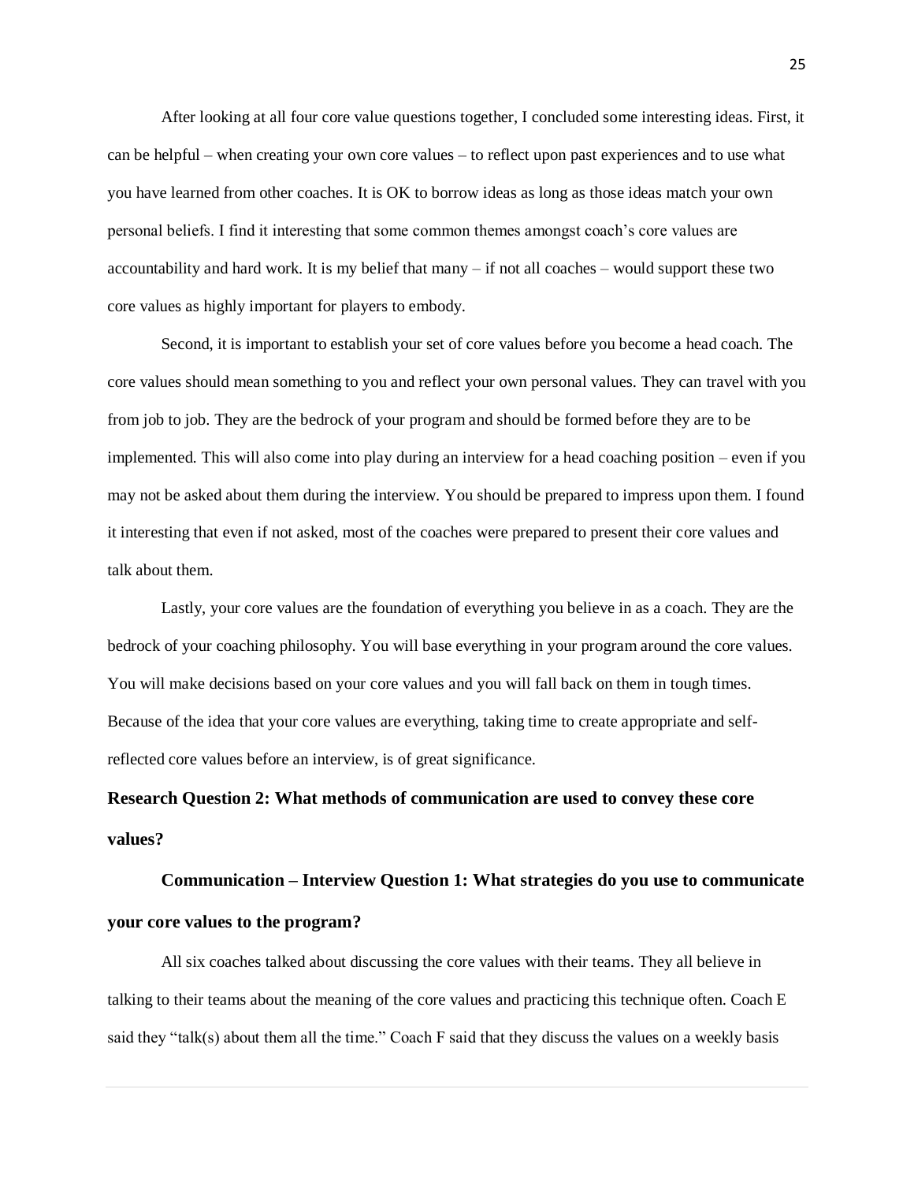After looking at all four core value questions together, I concluded some interesting ideas. First, it can be helpful – when creating your own core values – to reflect upon past experiences and to use what you have learned from other coaches. It is OK to borrow ideas as long as those ideas match your own personal beliefs. I find it interesting that some common themes amongst coach's core values are accountability and hard work. It is my belief that many – if not all coaches – would support these two core values as highly important for players to embody.

Second, it is important to establish your set of core values before you become a head coach. The core values should mean something to you and reflect your own personal values. They can travel with you from job to job. They are the bedrock of your program and should be formed before they are to be implemented. This will also come into play during an interview for a head coaching position – even if you may not be asked about them during the interview. You should be prepared to impress upon them. I found it interesting that even if not asked, most of the coaches were prepared to present their core values and talk about them.

Lastly, your core values are the foundation of everything you believe in as a coach. They are the bedrock of your coaching philosophy. You will base everything in your program around the core values. You will make decisions based on your core values and you will fall back on them in tough times. Because of the idea that your core values are everything, taking time to create appropriate and self-reflected core values before an interview, is of great significance.

## Research Question 2: What methods of communication are used to convey these core values?

### Communication – Interview Question 1: What strategies do you use to communicate your core values to the program?

All six coaches talked about discussing the core values with their teams. They all believe in talking to their teams about the meaning of the core values and practicing this technique often. Coach E said they "talk(s) about them all the time." Coach F said that they discuss the values on a weekly basis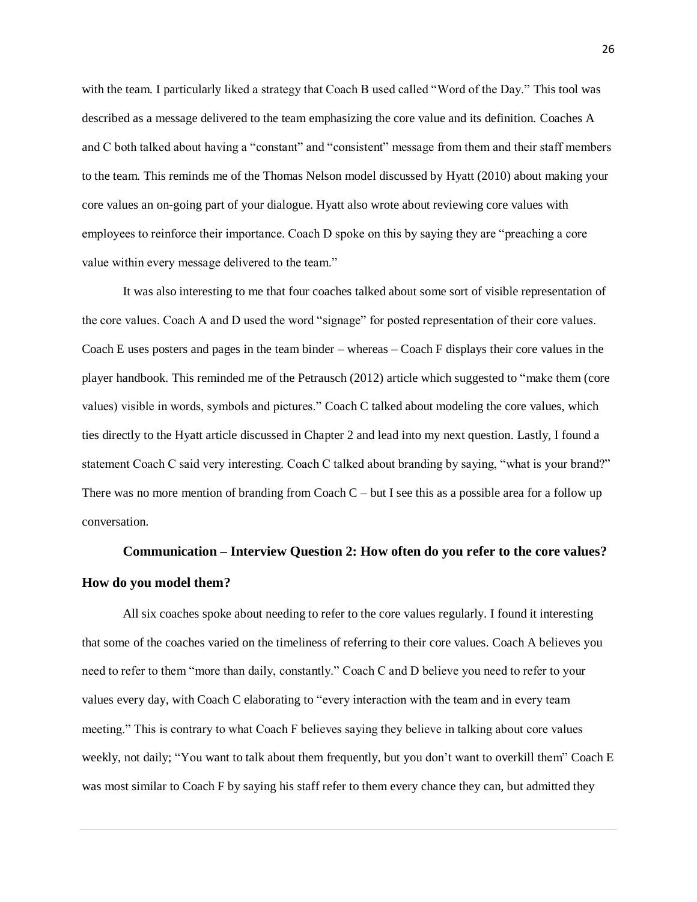with the team. I particularly liked a strategy that Coach B used called "Word of the Day." This tool was described as a message delivered to the team emphasizing the core value and its definition. Coaches A and C both talked about having a "constant" and "consistent" message from them and their staff members to the team. This reminds me of the Thomas Nelson model discussed by Hyatt (2010) about making your core values an on-going part of your dialogue. Hyatt also wrote about reviewing core values with employees to reinforce their importance. Coach D spoke on this by saying they are "preaching a core value within every message delivered to the team."

It was also interesting to me that four coaches talked about some sort of visible representation of the core values. Coach A and D used the word "signage" for posted representation of their core values. Coach E uses posters and pages in the team binder – whereas – Coach F displays their core values in the player handbook. This reminded me of the Petrausch (2012) article which suggested to "make them (core values) visible in words, symbols and pictures." Coach C talked about modeling the core values, which ties directly to the Hyatt article discussed in Chapter 2 and lead into my next question. Lastly, I found a statement Coach C said very interesting. Coach C talked about branding by saying, "what is your brand?" There was no more mention of branding from Coach C – but I see this as a possible area for a follow up conversation.

**Communication – Interview Question 2: How often do you refer to the core values? How do you model them?**

All six coaches spoke about needing to refer to the core values regularly. I found it interesting that some of the coaches varied on the timeliness of referring to their core values. Coach A believes you need to refer to them "more than daily, constantly." Coach C and D believe you need to refer to your values every day, with Coach C elaborating to "every interaction with the team and in every team meeting." This is contrary to what Coach F believes saying they believe in talking about core values weekly, not daily; "You want to talk about them frequently, but you don't want to overkill them" Coach E was most similar to Coach F by saying his staff refer to them every chance they can, but admitted they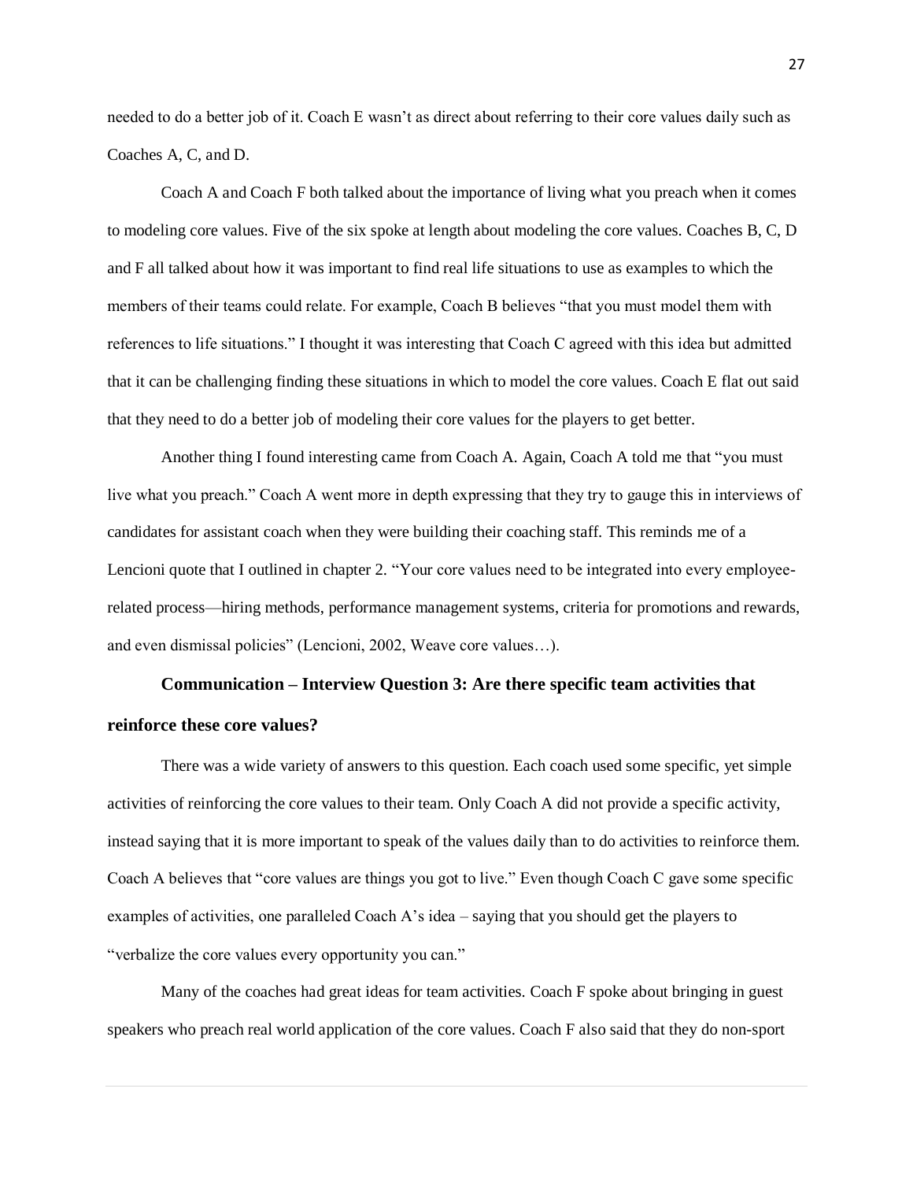needed to do a better job of it. Coach E wasn't as direct about referring to their core values daily such as Coaches A, C, and D.

Coach A and Coach F both talked about the importance of living what you preach when it comes to modeling core values. Five of the six spoke at length about modeling the core values. Coaches B, C, D and F all talked about how it was important to find real life situations to use as examples to which the members of their teams could relate. For example, Coach B believes "that you must model them with references to life situations." I thought it was interesting that Coach C agreed with this idea but admitted that it can be challenging finding these situations in which to model the core values. Coach E flat out said that they need to do a better job of modeling their core values for the players to get better.

Another thing I found interesting came from Coach A. Again, Coach A told me that "you must live what you preach." Coach A went more in depth expressing that they try to gauge this in interviews of candidates for assistant coach when they were building their coaching staff. This reminds me of a Lencioni quote that I outlined in chapter 2. "Your core values need to be integrated into every employee-related process—hiring methods, performance management systems, criteria for promotions and rewards, and even dismissal policies" (Lencioni, 2002, Weave core values…).

**Communication – Interview Question 3: Are there specific team activities that reinforce these core values?**

There was a wide variety of answers to this question. Each coach used some specific, yet simple activities of reinforcing the core values to their team. Only Coach A did not provide a specific activity, instead saying that it is more important to speak of the values daily than to do activities to reinforce them. Coach A believes that "core values are things you got to live." Even though Coach C gave some specific examples of activities, one paralleled Coach A's idea – saying that you should get the players to "verbalize the core values every opportunity you can."

Many of the coaches had great ideas for team activities. Coach F spoke about bringing in guest speakers who preach real world application of the core values. Coach F also said that they do non-sport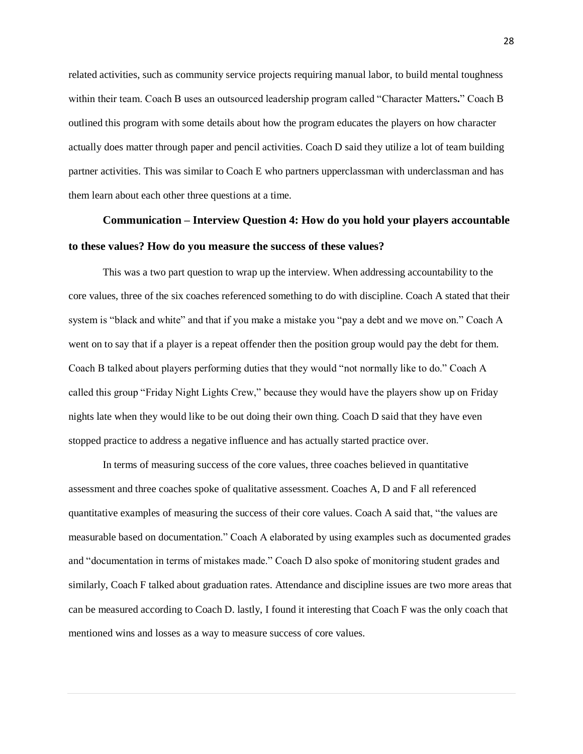related activities, such as community service projects requiring manual labor, to build mental toughness within their team. Coach B uses an outsourced leadership program called "Character Matters**.**" Coach B outlined this program with some details about how the program educates the players on how character actually does matter through paper and pencil activities. Coach D said they utilize a lot of team building partner activities. This was similar to Coach E who partners upperclassman with underclassman and has them learn about each other three questions at a time.

### Communication – Interview Question 4: How do you hold your players accountable to these values? How do you measure the success of these values?

This was a two part question to wrap up the interview. When addressing accountability to the core values, three of the six coaches referenced something to do with discipline. Coach A stated that their system is "black and white" and that if you make a mistake you "pay a debt and we move on." Coach A went on to say that if a player is a repeat offender then the position group would pay the debt for them. Coach B talked about players performing duties that they would "not normally like to do." Coach A called this group "Friday Night Lights Crew," because they would have the players show up on Friday nights late when they would like to be out doing their own thing. Coach D said that they have even stopped practice to address a negative influence and has actually started practice over.

In terms of measuring success of the core values, three coaches believed in quantitative assessment and three coaches spoke of qualitative assessment. Coaches A, D and F all referenced quantitative examples of measuring the success of their core values. Coach A said that, "the values are measurable based on documentation." Coach A elaborated by using examples such as documented grades and "documentation in terms of mistakes made." Coach D also spoke of monitoring student grades and similarly, Coach F talked about graduation rates. Attendance and discipline issues are two more areas that can be measured according to Coach D. lastly, I found it interesting that Coach F was the only coach that mentioned wins and losses as a way to measure success of core values.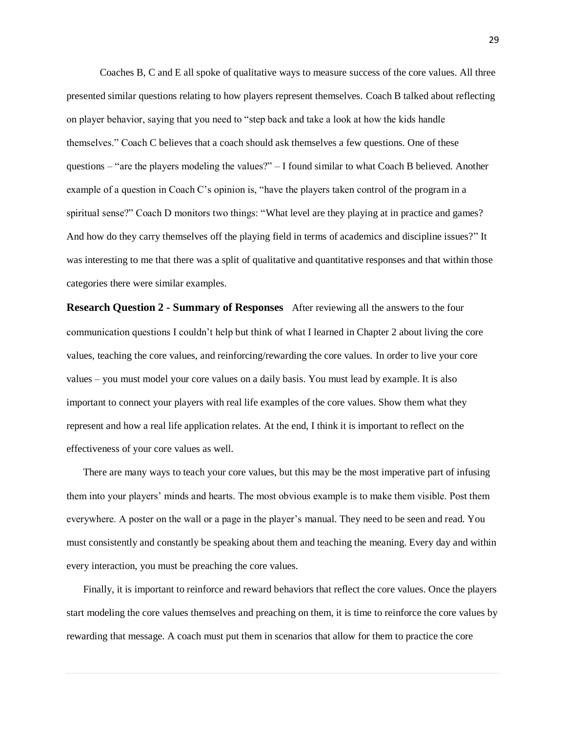Coaches B, C and E all spoke of qualitative ways to measure success of the core values. All three presented similar questions relating to how players represent themselves. Coach B talked about reflecting on player behavior, saying that you need to "step back and take a look at how the kids handle themselves." Coach C believes that a coach should ask themselves a few questions. One of these questions – "are the players modeling the values?" – I found similar to what Coach B believed. Another example of a question in Coach C's opinion is, "have the players taken control of the program in a spiritual sense?" Coach D monitors two things: "What level are they playing at in practice and games? And how do they carry themselves off the playing field in terms of academics and discipline issues?" It was interesting to me that there was a split of qualitative and quantitative responses and that within those categories there were similar examples.

**Research Question 2 - Summary of Responses** After reviewing all the answers to the four communication questions I couldn't help but think of what I learned in Chapter 2 about living the core values, teaching the core values, and reinforcing/rewarding the core values. In order to live your core values – you must model your core values on a daily basis. You must lead by example. It is also important to connect your players with real life examples of the core values. Show them what they represent and how a real life application relates. At the end, I think it is important to reflect on the effectiveness of your core values as well.

There are many ways to teach your core values, but this may be the most imperative part of infusing them into your players' minds and hearts. The most obvious example is to make them visible. Post them everywhere. A poster on the wall or a page in the player's manual. They need to be seen and read. You must consistently and constantly be speaking about them and teaching the meaning. Every day and within every interaction, you must be preaching the core values.

Finally, it is important to reinforce and reward behaviors that reflect the core values. Once the players start modeling the core values themselves and preaching on them, it is time to reinforce the core values by rewarding that message. A coach must put them in scenarios that allow for them to practice the core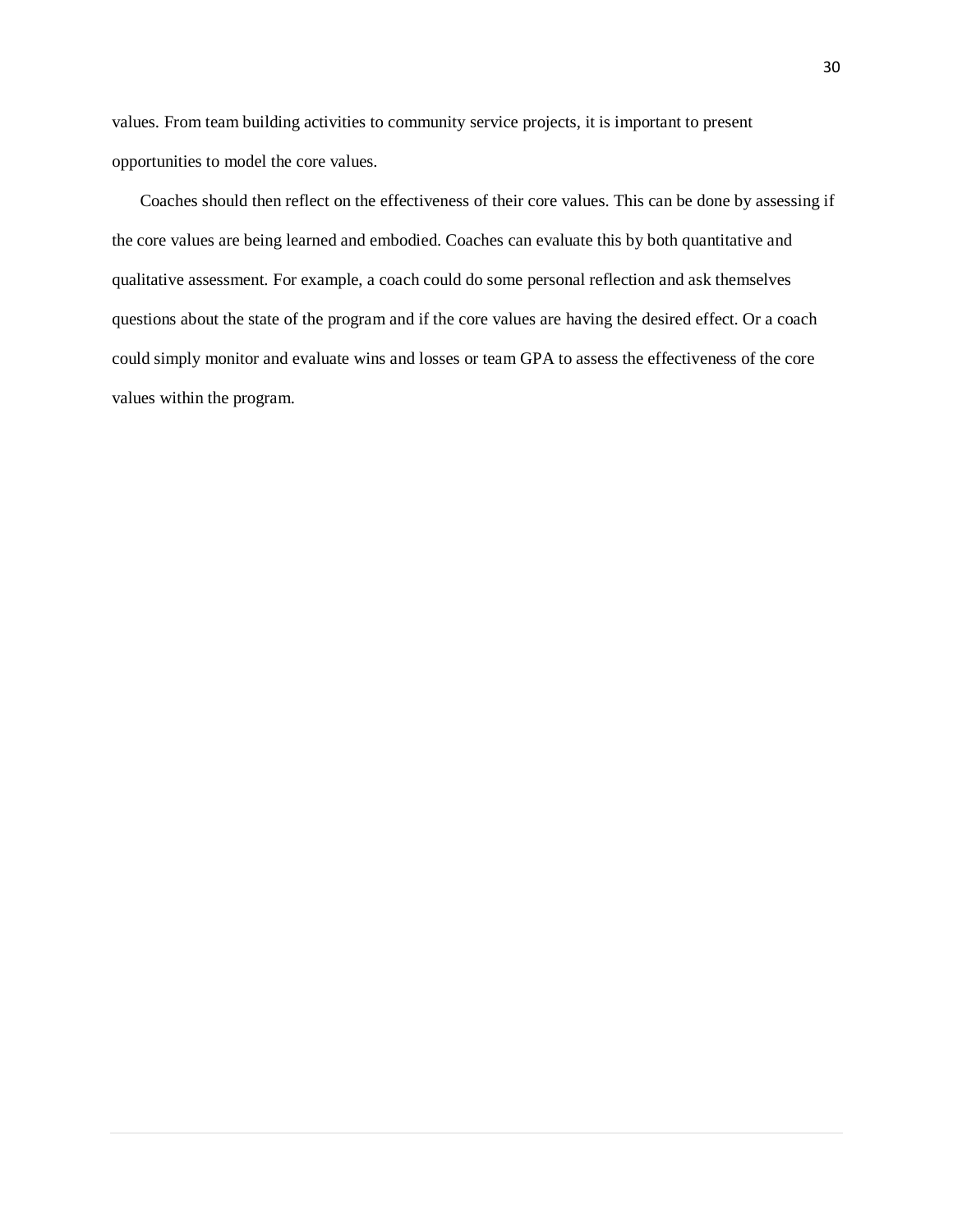values. From team building activities to community service projects, it is important to present opportunities to model the core values.

Coaches should then reflect on the effectiveness of their core values. This can be done by assessing if the core values are being learned and embodied. Coaches can evaluate this by both quantitative and qualitative assessment. For example, a coach could do some personal reflection and ask themselves questions about the state of the program and if the core values are having the desired effect. Or a coach could simply monitor and evaluate wins and losses or team GPA to assess the effectiveness of the core values within the program.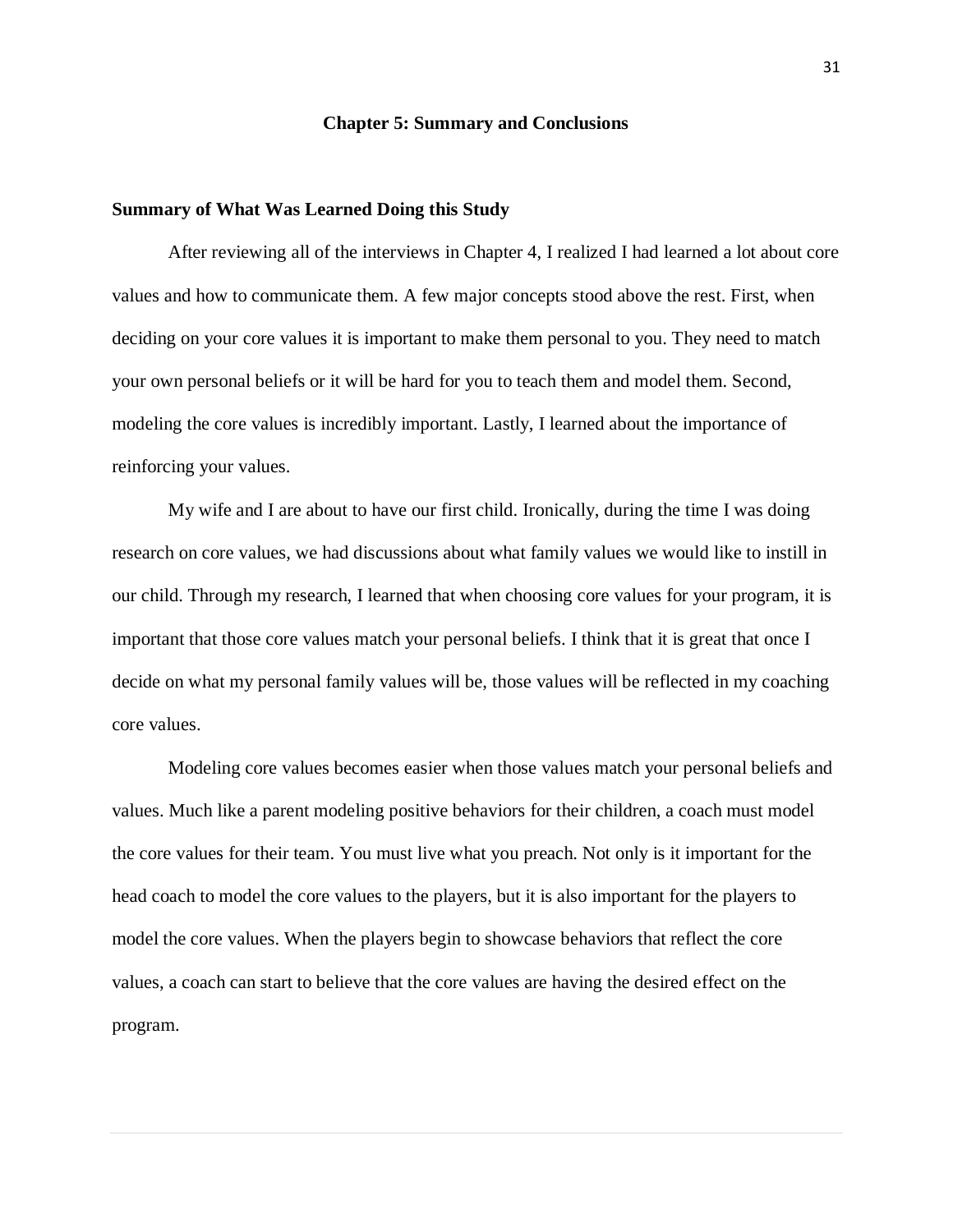# Chapter 5: Summary and Conclusions

## Summary of What Was Learned Doing this Study

After reviewing all of the interviews in Chapter 4, I realized I had learned a lot about core values and how to communicate them. A few major concepts stood above the rest. First, when deciding on your core values it is important to make them personal to you. They need to match your own personal beliefs or it will be hard for you to teach them and model them. Second, modeling the core values is incredibly important. Lastly, I learned about the importance of reinforcing your values.

My wife and I are about to have our first child. Ironically, during the time I was doing research on core values, we had discussions about what family values we would like to instill in our child. Through my research, I learned that when choosing core values for your program, it is important that those core values match your personal beliefs. I think that it is great that once I decide on what my personal family values will be, those values will be reflected in my coaching core values.

Modeling core values becomes easier when those values match your personal beliefs and values. Much like a parent modeling positive behaviors for their children, a coach must model the core values for their team. You must live what you preach. Not only is it important for the head coach to model the core values to the players, but it is also important for the players to model the core values. When the players begin to showcase behaviors that reflect the core values, a coach can start to believe that the core values are having the desired effect on the program.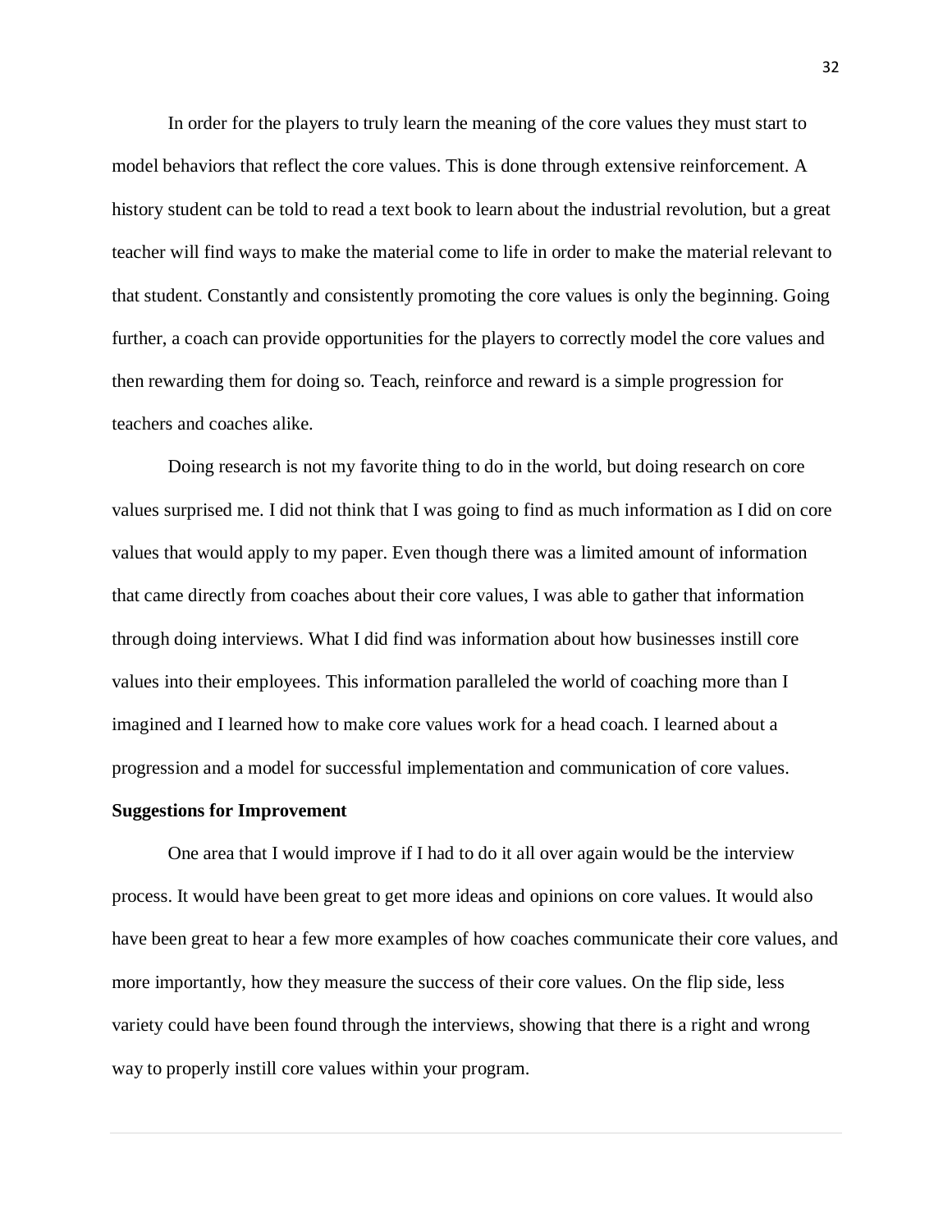In order for the players to truly learn the meaning of the core values they must start to model behaviors that reflect the core values. This is done through extensive reinforcement. A history student can be told to read a text book to learn about the industrial revolution, but a great teacher will find ways to make the material come to life in order to make the material relevant to that student. Constantly and consistently promoting the core values is only the beginning. Going further, a coach can provide opportunities for the players to correctly model the core values and then rewarding them for doing so. Teach, reinforce and reward is a simple progression for teachers and coaches alike.

Doing research is not my favorite thing to do in the world, but doing research on core values surprised me. I did not think that I was going to find as much information as I did on core values that would apply to my paper. Even though there was a limited amount of information that came directly from coaches about their core values, I was able to gather that information through doing interviews. What I did find was information about how businesses instill core values into their employees. This information paralleled the world of coaching more than I imagined and I learned how to make core values work for a head coach. I learned about a progression and a model for successful implementation and communication of core values.

**Suggestions for Improvement**

One area that I would improve if I had to do it all over again would be the interview process. It would have been great to get more ideas and opinions on core values. It would also have been great to hear a few more examples of how coaches communicate their core values, and more importantly, how they measure the success of their core values. On the flip side, less variety could have been found through the interviews, showing that there is a right and wrong way to properly instill core values within your program.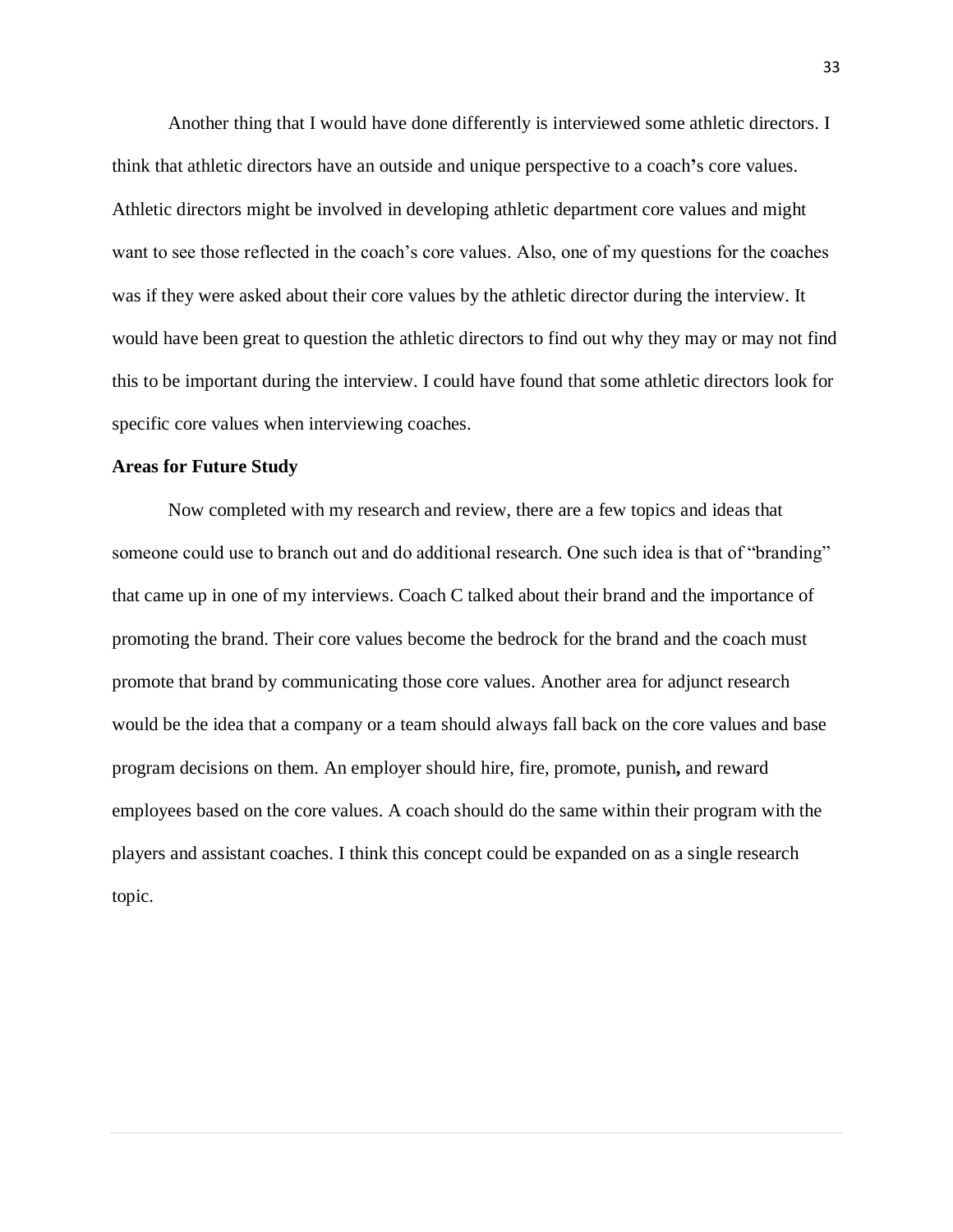Another thing that I would have done differently is interviewed some athletic directors. I think that athletic directors have an outside and unique perspective to a coach's core values. Athletic directors might be involved in developing athletic department core values and might want to see those reflected in the coach's core values. Also, one of my questions for the coaches was if they were asked about their core values by the athletic director during the interview. It would have been great to question the athletic directors to find out why they may or may not find this to be important during the interview. I could have found that some athletic directors look for specific core values when interviewing coaches.

**Areas for Future Study**

Now completed with my research and review, there are a few topics and ideas that someone could use to branch out and do additional research. One such idea is that of "branding" that came up in one of my interviews. Coach C talked about their brand and the importance of promoting the brand. Their core values become the bedrock for the brand and the coach must promote that brand by communicating those core values. Another area for adjunct research would be the idea that a company or a team should always fall back on the core values and base program decisions on them. An employer should hire, fire, promote, punish, and reward employees based on the core values. A coach should do the same within their program with the players and assistant coaches. I think this concept could be expanded on as a single research topic.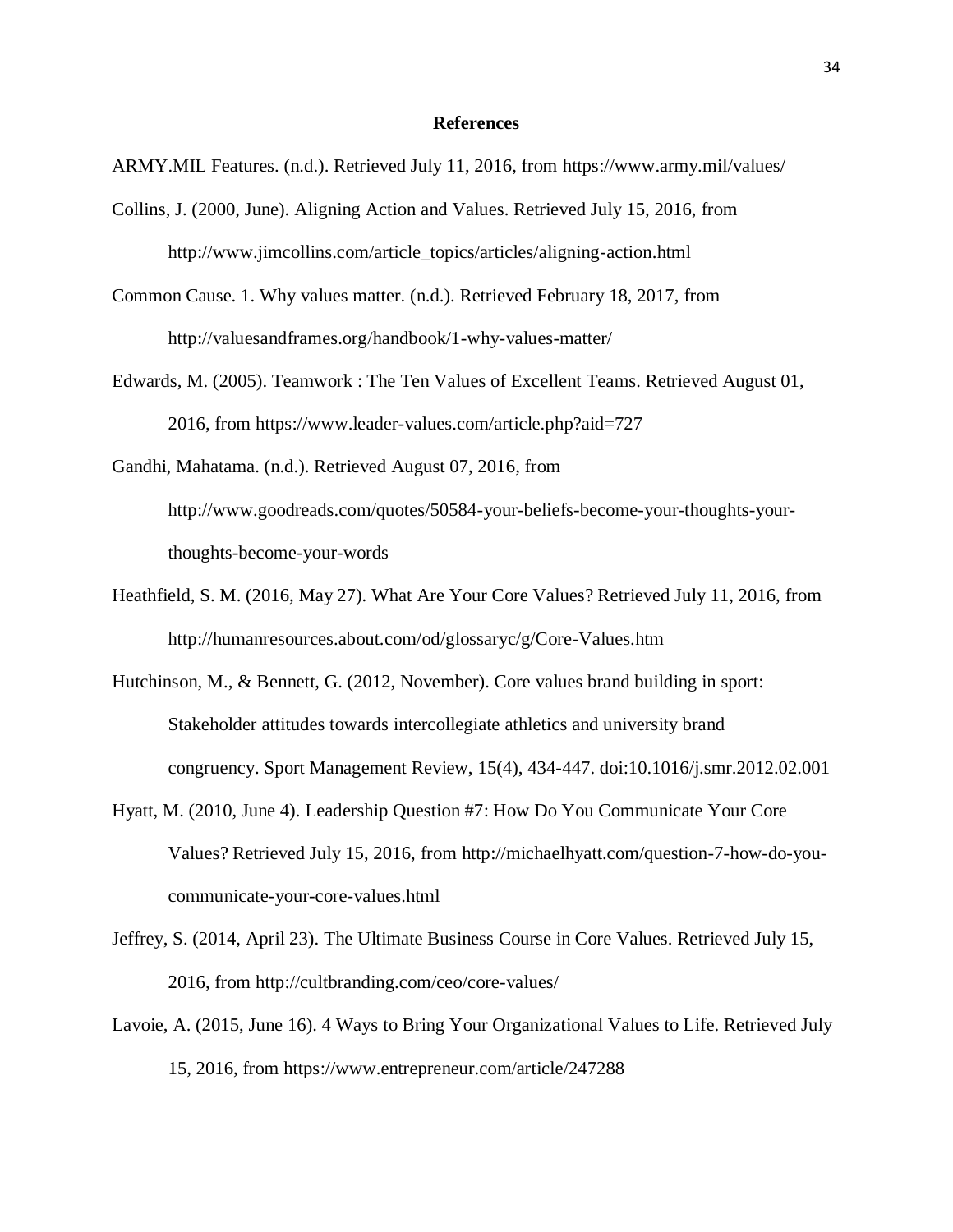# References

ARMY.MIL Features. (n.d.). Retrieved July 11, 2016, from https://www.army.mil/values/

Collins, J. (2000, June). Aligning Action and Values. Retrieved July 15, 2016, from http://www.jimcollins.com/article_topics/articles/aligning-action.html

Common Cause. 1. Why values matter. (n.d.). Retrieved February 18, 2017, from http://valuesandframes.org/handbook/1-why-values-matter/

Edwards, M. (2005). Teamwork : The Ten Values of Excellent Teams. Retrieved August 01, 2016, from https://www.leader-values.com/article.php?aid=727

Gandhi, Mahatama. (n.d.). Retrieved August 07, 2016, from http://www.goodreads.com/quotes/50584-your-beliefs-become-your-thoughts-your-thoughts-become-your-words

Heathfield, S. M. (2016, May 27). What Are Your Core Values? Retrieved July 11, 2016, from http://humanresources.about.com/od/glossaryc/g/Core-Values.htm

Hutchinson, M., & Bennett, G. (2012, November). Core values brand building in sport: Stakeholder attitudes towards intercollegiate athletics and university brand congruency. Sport Management Review, 15(4), 434-447. doi:10.1016/j.smr.2012.02.001

Hyatt, M. (2010, June 4). Leadership Question #7: How Do You Communicate Your Core Values? Retrieved July 15, 2016, from http://michaelhyatt.com/question-7-how-do-you-communicate-your-core-values.html

Jeffrey, S. (2014, April 23). The Ultimate Business Course in Core Values. Retrieved July 15, 2016, from http://cultbranding.com/ceo/core-values/

Lavoie, A. (2015, June 16). 4 Ways to Bring Your Organizational Values to Life. Retrieved July 15, 2016, from https://www.entrepreneur.com/article/247288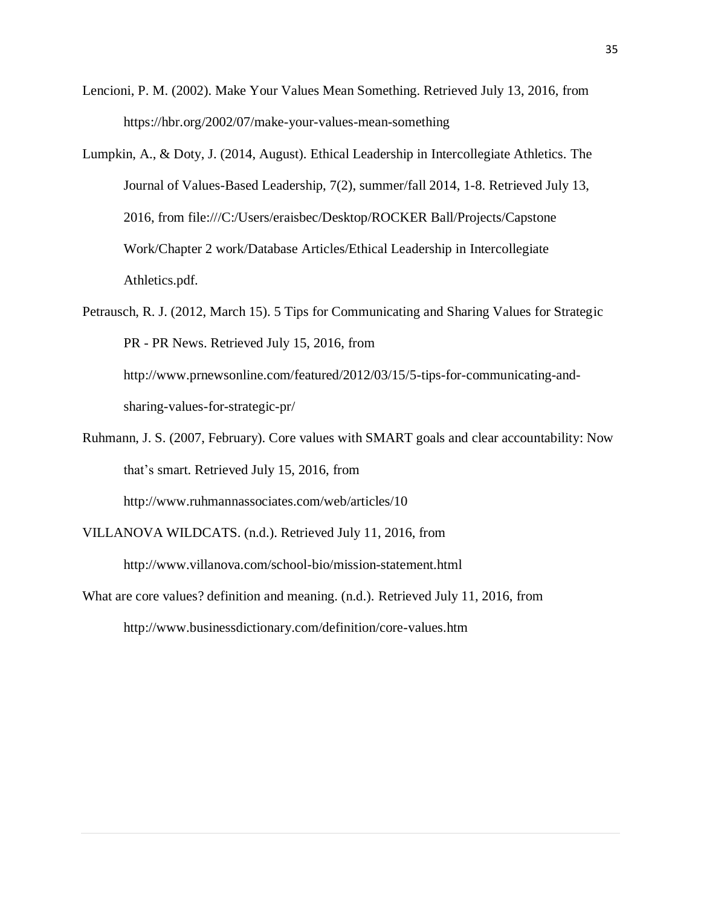Lencioni, P. M. (2002). Make Your Values Mean Something. Retrieved July 13, 2016, from https://hbr.org/2002/07/make-your-values-mean-something

Lumpkin, A., & Doty, J. (2014, August). Ethical Leadership in Intercollegiate Athletics. The Journal of Values-Based Leadership, 7(2), summer/fall 2014, 1-8. Retrieved July 13, 2016, from file:///C:/Users/eraisbec/Desktop/ROCKER Ball/Projects/Capstone Work/Chapter 2 work/Database Articles/Ethical Leadership in Intercollegiate Athletics.pdf.

Petrausch, R. J. (2012, March 15). 5 Tips for Communicating and Sharing Values for Strategic PR - PR News. Retrieved July 15, 2016, from http://www.prnewsonline.com/featured/2012/03/15/5-tips-for-communicating-and-sharing-values-for-strategic-pr/

Ruhmann, J. S. (2007, February). Core values with SMART goals and clear accountability: Now that's smart. Retrieved July 15, 2016, from http://www.ruhmannassociates.com/web/articles/10

VILLANOVA WILDCATS. (n.d.). Retrieved July 11, 2016, from http://www.villanova.com/school-bio/mission-statement.html

What are core values? definition and meaning. (n.d.). Retrieved July 11, 2016, from http://www.businessdictionary.com/definition/core-values.htm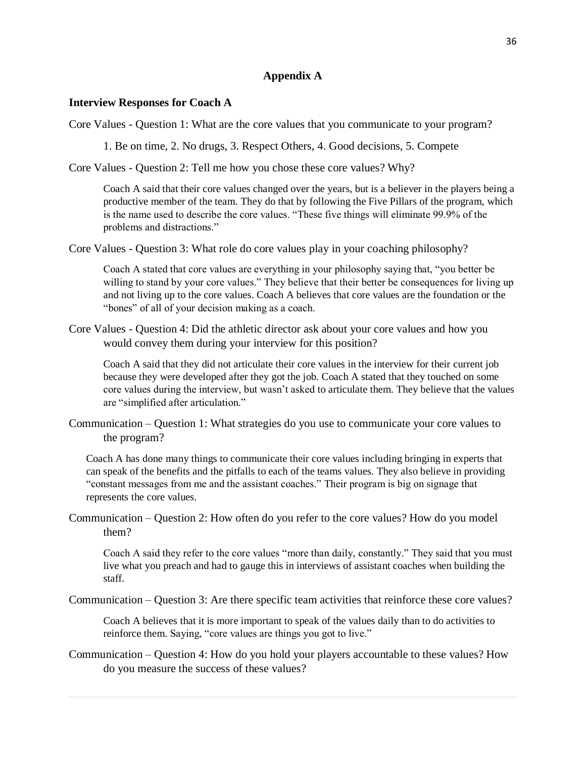## Appendix A

### Interview Responses for Coach A

Core Values - Question 1: What are the core values that you communicate to your program?

1. Be on time, 2. No drugs, 3. Respect Others, 4. Good decisions, 5. Compete

Core Values - Question 2: Tell me how you chose these core values? Why?

Coach A said that their core values changed over the years, but is a believer in the players being a productive member of the team. They do that by following the Five Pillars of the program, which is the name used to describe the core values. "These five things will eliminate 99.9% of the problems and distractions."

Core Values - Question 3: What role do core values play in your coaching philosophy?

Coach A stated that core values are everything in your philosophy saying that, "you better be willing to stand by your core values." They believe that their better be consequences for living up and not living up to the core values. Coach A believes that core values are the foundation or the "bones" of all of your decision making as a coach.

Core Values - Question 4: Did the athletic director ask about your core values and how you would convey them during your interview for this position?

Coach A said that they did not articulate their core values in the interview for their current job because they were developed after they got the job. Coach A stated that they touched on some core values during the interview, but wasn't asked to articulate them. They believe that the values are "simplified after articulation."

Communication – Question 1: What strategies do you use to communicate your core values to the program?

Coach A has done many things to communicate their core values including bringing in experts that can speak of the benefits and the pitfalls to each of the teams values. They also believe in providing "constant messages from me and the assistant coaches." Their program is big on signage that represents the core values.

Communication – Question 2: How often do you refer to the core values? How do you model them?

Coach A said they refer to the core values "more than daily, constantly." They said that you must live what you preach and had to gauge this in interviews of assistant coaches when building the staff.

Communication – Question 3: Are there specific team activities that reinforce these core values?

Coach A believes that it is more important to speak of the values daily than to do activities to reinforce them. Saying, "core values are things you got to live."

Communication – Question 4: How do you hold your players accountable to these values? How do you measure the success of these values?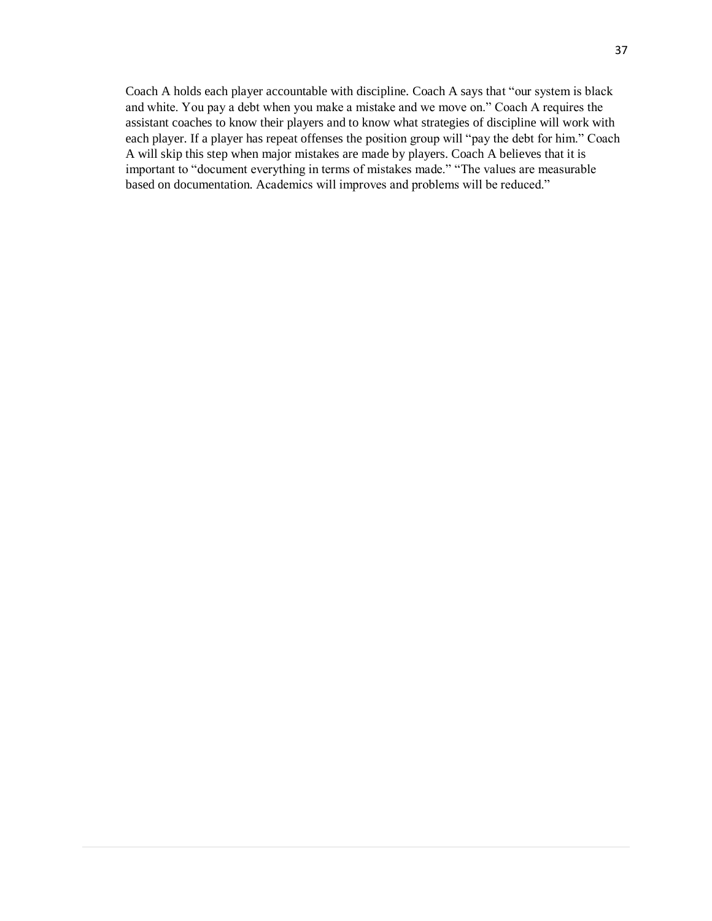Coach A holds each player accountable with discipline. Coach A says that "our system is black and white. You pay a debt when you make a mistake and we move on." Coach A requires the assistant coaches to know their players and to know what strategies of discipline will work with each player. If a player has repeat offenses the position group will "pay the debt for him." Coach A will skip this step when major mistakes are made by players. Coach A believes that it is important to "document everything in terms of mistakes made." "The values are measurable based on documentation. Academics will improves and problems will be reduced."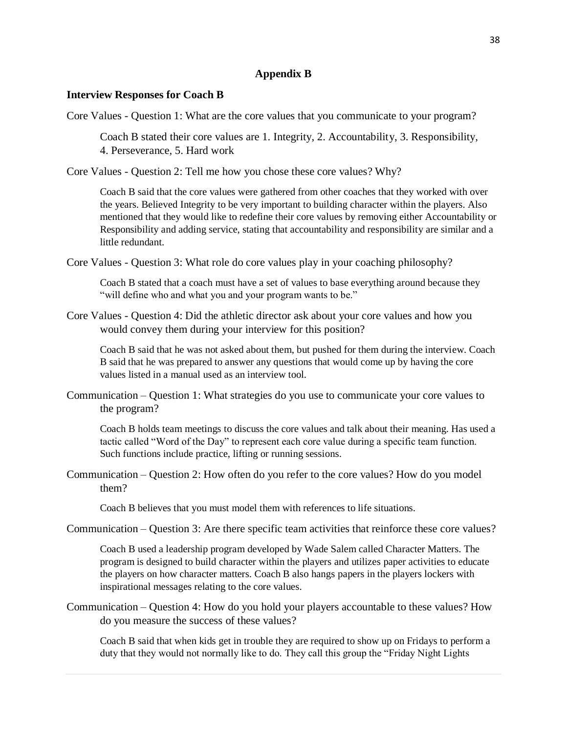## Appendix B

**Interview Responses for Coach B**

Core Values - Question 1: What are the core values that you communicate to your program?

> Coach B stated their core values are 1. Integrity, 2. Accountability, 3. Responsibility, 4. Perseverance, 5. Hard work

Core Values - Question 2: Tell me how you chose these core values? Why?

> Coach B said that the core values were gathered from other coaches that they worked with over the years. Believed Integrity to be very important to building character within the players. Also mentioned that they would like to redefine their core values by removing either Accountability or Responsibility and adding service, stating that accountability and responsibility are similar and a little redundant.

Core Values - Question 3: What role do core values play in your coaching philosophy?

> Coach B stated that a coach must have a set of values to base everything around because they "will define who and what you and your program wants to be."

Core Values - Question 4: Did the athletic director ask about your core values and how you would convey them during your interview for this position?

> Coach B said that he was not asked about them, but pushed for them during the interview. Coach B said that he was prepared to answer any questions that would come up by having the core values listed in a manual used as an interview tool.

Communication – Question 1: What strategies do you use to communicate your core values to the program?

> Coach B holds team meetings to discuss the core values and talk about their meaning. Has used a tactic called "Word of the Day" to represent each core value during a specific team function. Such functions include practice, lifting or running sessions.

Communication – Question 2: How often do you refer to the core values? How do you model them?

> Coach B believes that you must model them with references to life situations.

Communication – Question 3: Are there specific team activities that reinforce these core values?

> Coach B used a leadership program developed by Wade Salem called Character Matters. The program is designed to build character within the players and utilizes paper activities to educate the players on how character matters. Coach B also hangs papers in the players lockers with inspirational messages relating to the core values.

Communication – Question 4: How do you hold your players accountable to these values? How do you measure the success of these values?

> Coach B said that when kids get in trouble they are required to show up on Fridays to perform a duty that they would not normally like to do. They call this group the "Friday Night Lights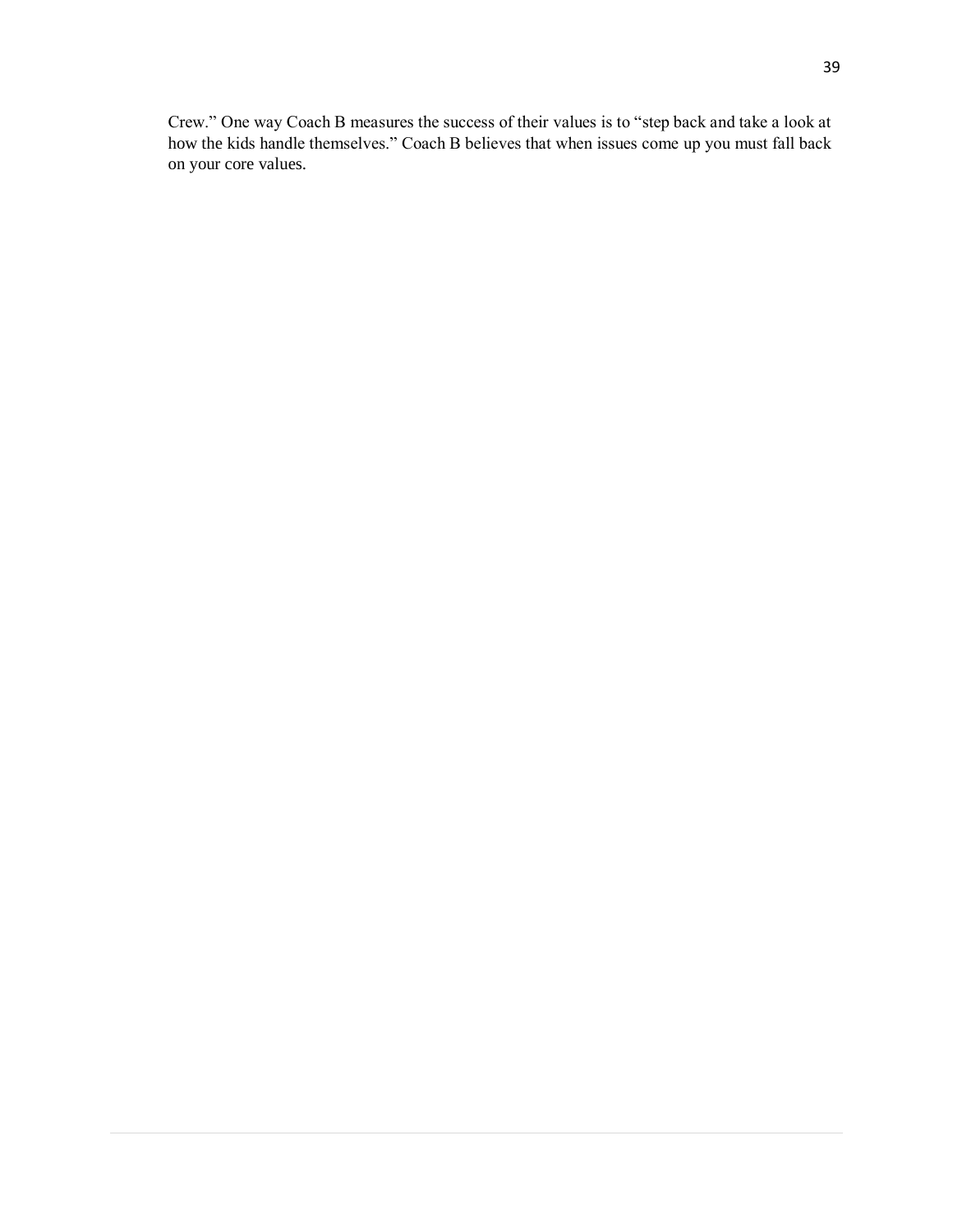Crew.” One way Coach B measures the success of their values is to “step back and take a look at how the kids handle themselves.” Coach B believes that when issues come up you must fall back on your core values.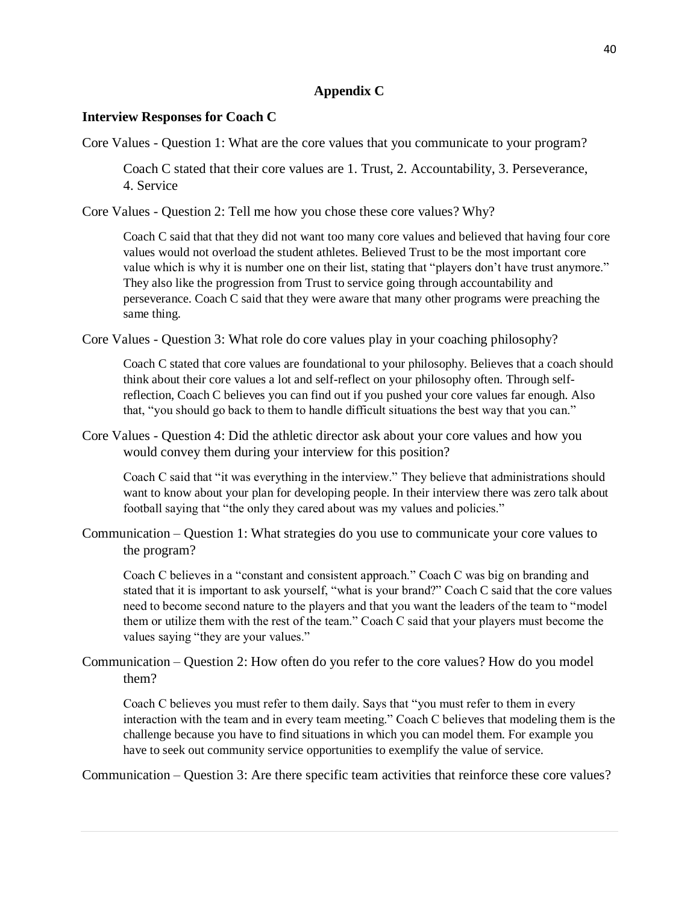## Appendix C

**Interview Responses for Coach C**

Core Values - Question 1: What are the core values that you communicate to your program?

> Coach C stated that their core values are 1. Trust, 2. Accountability, 3. Perseverance, 4. Service

Core Values - Question 2: Tell me how you chose these core values? Why?

> Coach C said that that they did not want too many core values and believed that having four core values would not overload the student athletes. Believed Trust to be the most important core value which is why it is number one on their list, stating that "players don't have trust anymore." They also like the progression from Trust to service going through accountability and perseverance. Coach C said that they were aware that many other programs were preaching the same thing.

Core Values - Question 3: What role do core values play in your coaching philosophy?

> Coach C stated that core values are foundational to your philosophy. Believes that a coach should think about their core values a lot and self-reflect on your philosophy often. Through self-reflection, Coach C believes you can find out if you pushed your core values far enough. Also that, "you should go back to them to handle difficult situations the best way that you can."

Core Values - Question 4: Did the athletic director ask about your core values and how you would convey them during your interview for this position?

> Coach C said that "it was everything in the interview." They believe that administrations should want to know about your plan for developing people. In their interview there was zero talk about football saying that "the only they cared about was my values and policies."

Communication – Question 1: What strategies do you use to communicate your core values to the program?

> Coach C believes in a "constant and consistent approach." Coach C was big on branding and stated that it is important to ask yourself, "what is your brand?" Coach C said that the core values need to become second nature to the players and that you want the leaders of the team to "model them or utilize them with the rest of the team." Coach C said that your players must become the values saying "they are your values."

Communication – Question 2: How often do you refer to the core values? How do you model them?

> Coach C believes you must refer to them daily. Says that "you must refer to them in every interaction with the team and in every team meeting." Coach C believes that modeling them is the challenge because you have to find situations in which you can model them. For example you have to seek out community service opportunities to exemplify the value of service.

Communication – Question 3: Are there specific team activities that reinforce these core values?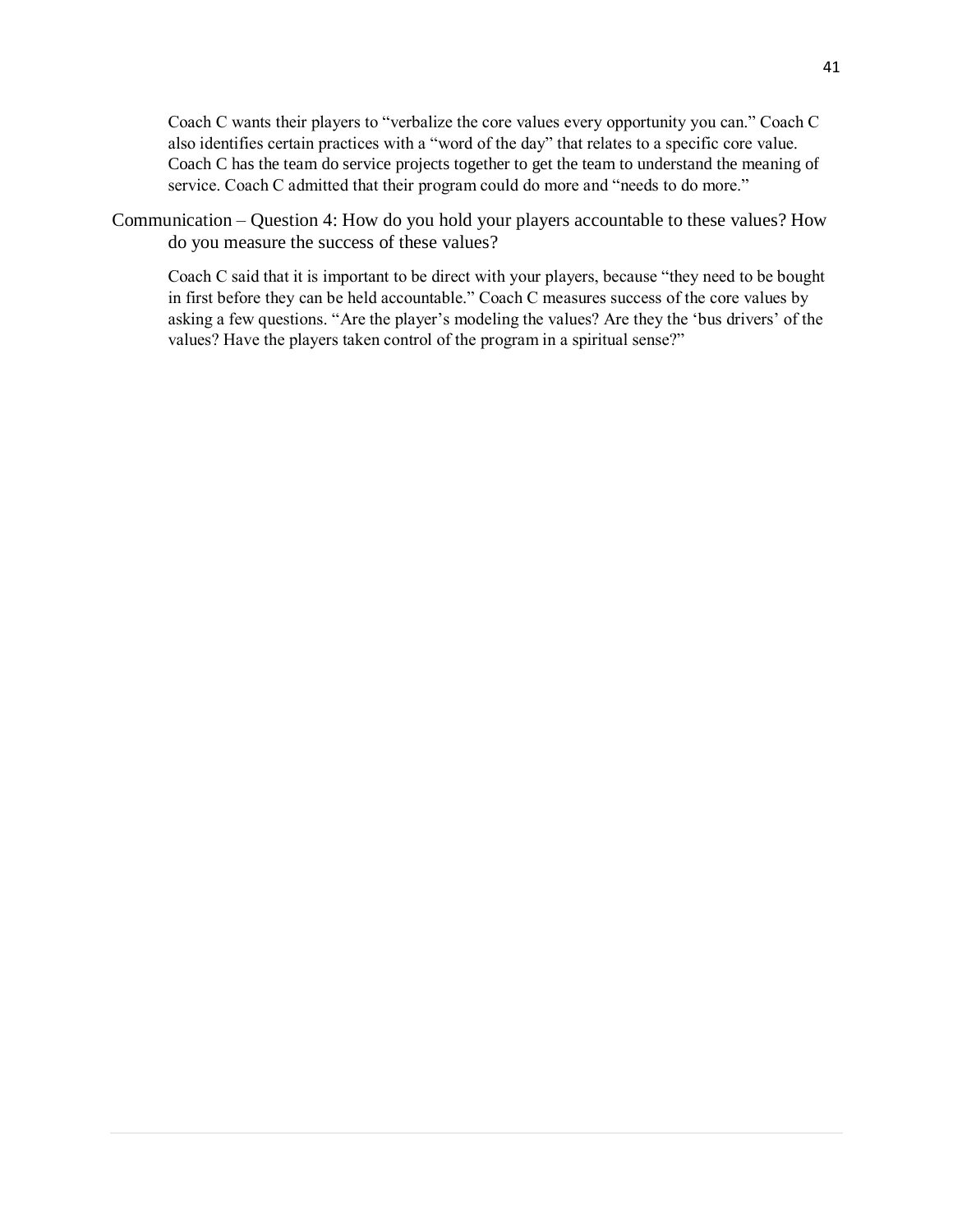Coach C wants their players to "verbalize the core values every opportunity you can." Coach C also identifies certain practices with a "word of the day" that relates to a specific core value. Coach C has the team do service projects together to get the team to understand the meaning of service. Coach C admitted that their program could do more and "needs to do more."

Communication – Question 4: How do you hold your players accountable to these values? How do you measure the success of these values?

Coach C said that it is important to be direct with your players, because "they need to be bought in first before they can be held accountable." Coach C measures success of the core values by asking a few questions. "Are the player's modeling the values? Are they the 'bus drivers' of the values? Have the players taken control of the program in a spiritual sense?"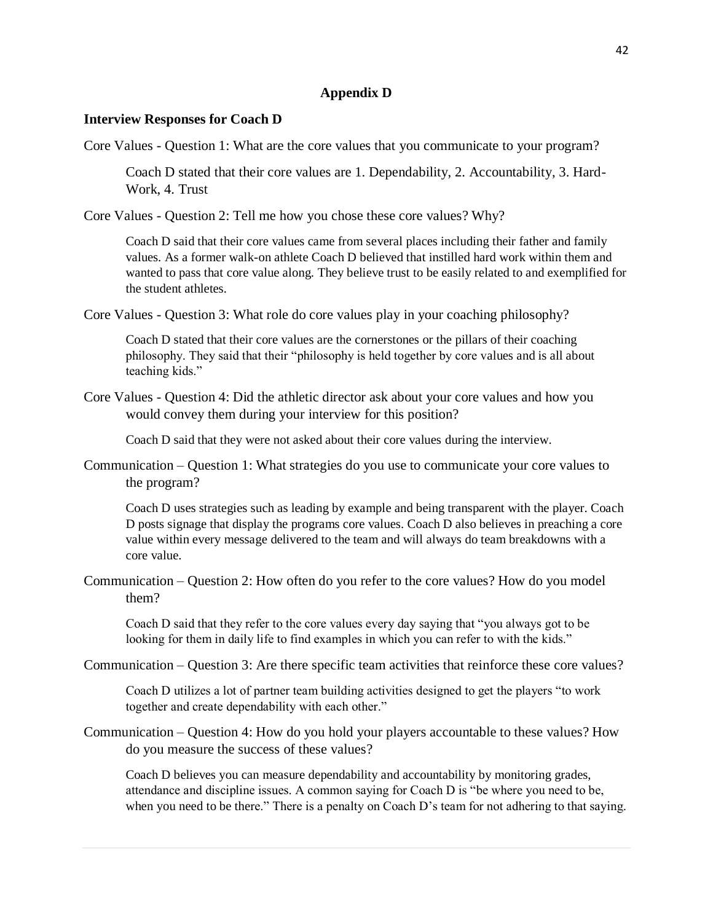## Appendix D

**Interview Responses for Coach D**

Core Values - Question 1: What are the core values that you communicate to your program?

> Coach D stated that their core values are 1. Dependability, 2. Accountability, 3. Hard-Work, 4. Trust

Core Values - Question 2: Tell me how you chose these core values? Why?

> Coach D said that their core values came from several places including their father and family values. As a former walk-on athlete Coach D believed that instilled hard work within them and wanted to pass that core value along. They believe trust to be easily related to and exemplified for the student athletes.

Core Values - Question 3: What role do core values play in your coaching philosophy?

> Coach D stated that their core values are the cornerstones or the pillars of their coaching philosophy. They said that their "philosophy is held together by core values and is all about teaching kids."

Core Values - Question 4: Did the athletic director ask about your core values and how you would convey them during your interview for this position?

> Coach D said that they were not asked about their core values during the interview.

Communication – Question 1: What strategies do you use to communicate your core values to the program?

> Coach D uses strategies such as leading by example and being transparent with the player. Coach D posts signage that display the programs core values. Coach D also believes in preaching a core value within every message delivered to the team and will always do team breakdowns with a core value.

Communication – Question 2: How often do you refer to the core values? How do you model them?

> Coach D said that they refer to the core values every day saying that "you always got to be looking for them in daily life to find examples in which you can refer to with the kids."

Communication – Question 3: Are there specific team activities that reinforce these core values?

> Coach D utilizes a lot of partner team building activities designed to get the players "to work together and create dependability with each other."

Communication – Question 4: How do you hold your players accountable to these values? How do you measure the success of these values?

> Coach D believes you can measure dependability and accountability by monitoring grades, attendance and discipline issues. A common saying for Coach D is "be where you need to be, when you need to be there." There is a penalty on Coach D's team for not adhering to that saying.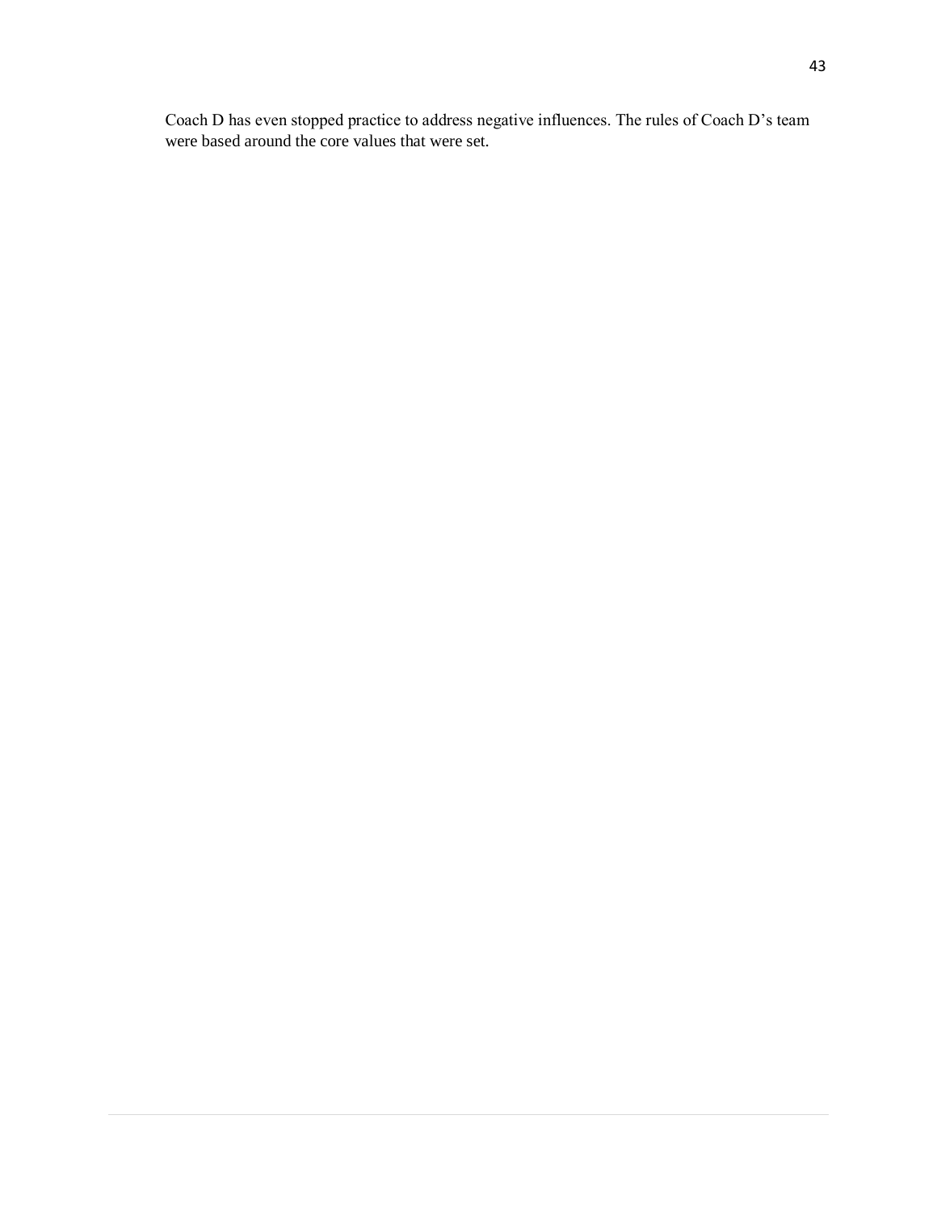Coach D has even stopped practice to address negative influences. The rules of Coach D's team were based around the core values that were set.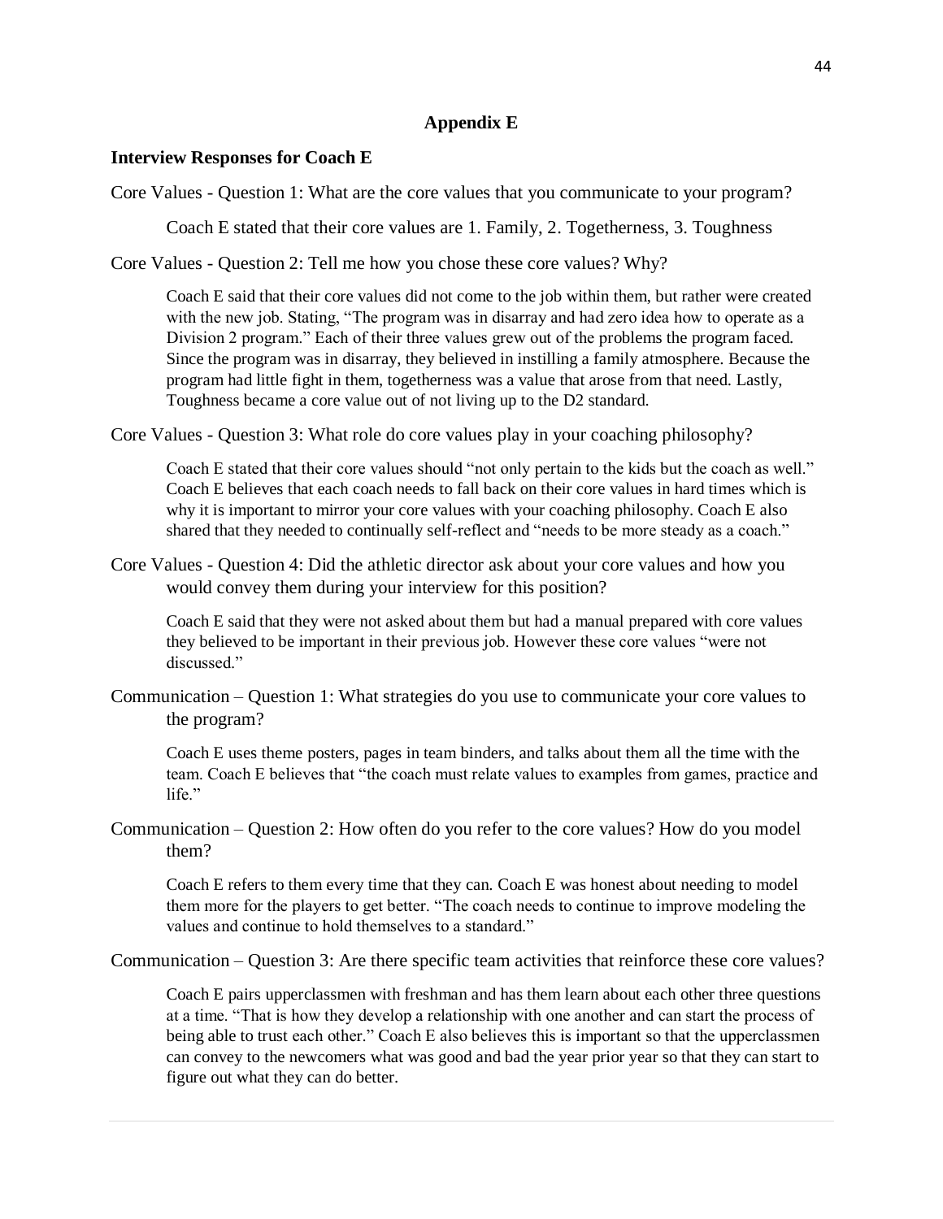# Appendix E

### Interview Responses for Coach E

Core Values - Question 1: What are the core values that you communicate to your program?

> Coach E stated that their core values are 1. Family, 2. Togetherness, 3. Toughness

Core Values - Question 2: Tell me how you chose these core values? Why?

> Coach E said that their core values did not come to the job within them, but rather were created with the new job. Stating, "The program was in disarray and had zero idea how to operate as a Division 2 program." Each of their three values grew out of the problems the program faced. Since the program was in disarray, they believed in instilling a family atmosphere. Because the program had little fight in them, togetherness was a value that arose from that need. Lastly, Toughness became a core value out of not living up to the D2 standard.

Core Values - Question 3: What role do core values play in your coaching philosophy?

> Coach E stated that their core values should "not only pertain to the kids but the coach as well." Coach E believes that each coach needs to fall back on their core values in hard times which is why it is important to mirror your core values with your coaching philosophy. Coach E also shared that they needed to continually self-reflect and "needs to be more steady as a coach."

Core Values - Question 4: Did the athletic director ask about your core values and how you would convey them during your interview for this position?

> Coach E said that they were not asked about them but had a manual prepared with core values they believed to be important in their previous job. However these core values "were not discussed."

Communication – Question 1: What strategies do you use to communicate your core values to the program?

> Coach E uses theme posters, pages in team binders, and talks about them all the time with the team. Coach E believes that "the coach must relate values to examples from games, practice and life."

Communication – Question 2: How often do you refer to the core values? How do you model them?

> Coach E refers to them every time that they can. Coach E was honest about needing to model them more for the players to get better. "The coach needs to continue to improve modeling the values and continue to hold themselves to a standard."

Communication – Question 3: Are there specific team activities that reinforce these core values?

> Coach E pairs upperclassmen with freshman and has them learn about each other three questions at a time. "That is how they develop a relationship with one another and can start the process of being able to trust each other." Coach E also believes this is important so that the upperclassmen can convey to the newcomers what was good and bad the year prior year so that they can start to figure out what they can do better.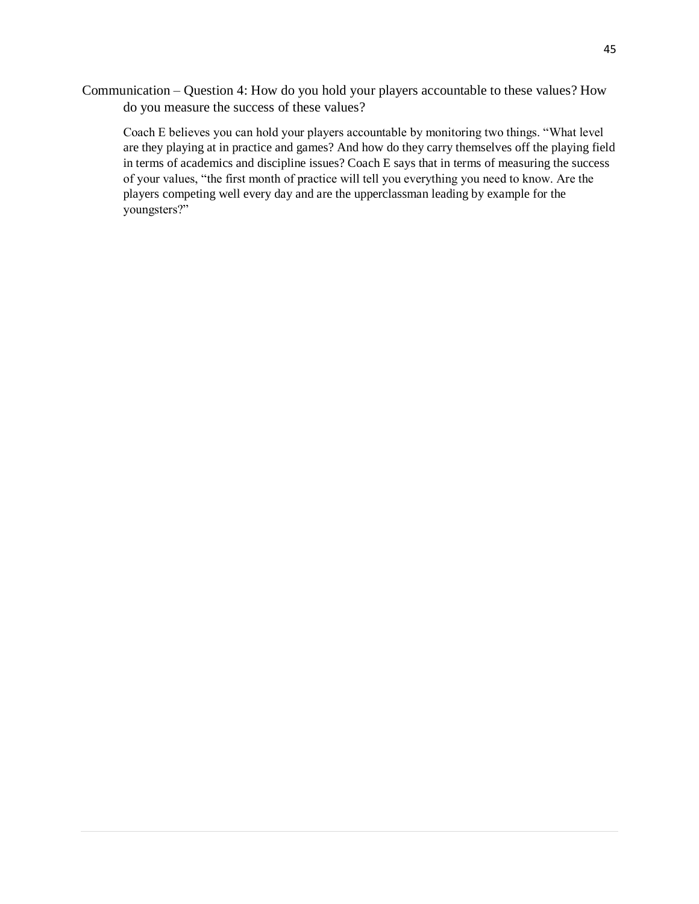Communication – Question 4: How do you hold your players accountable to these values? How do you measure the success of these values?

Coach E believes you can hold your players accountable by monitoring two things. "What level are they playing at in practice and games? And how do they carry themselves off the playing field in terms of academics and discipline issues? Coach E says that in terms of measuring the success of your values, "the first month of practice will tell you everything you need to know. Are the players competing well every day and are the upperclassman leading by example for the youngsters?"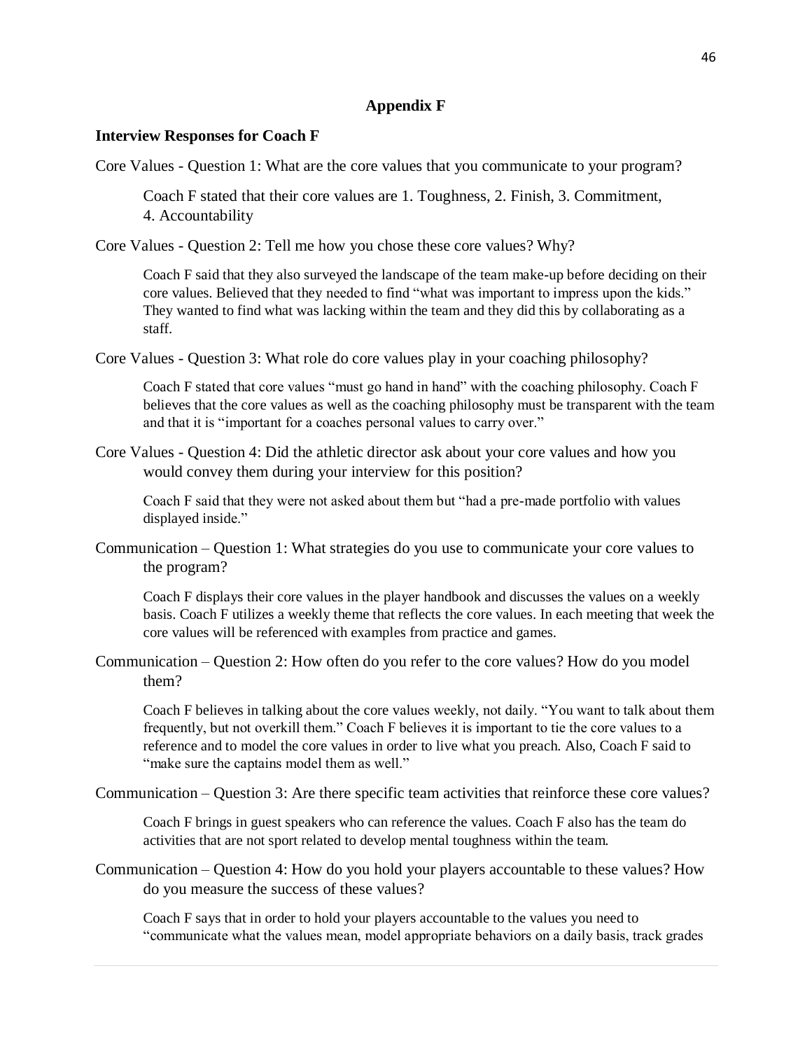## Appendix F

**Interview Responses for Coach F**

Core Values - Question 1: What are the core values that you communicate to your program?

> Coach F stated that their core values are 1. Toughness, 2. Finish, 3. Commitment, 4. Accountability

Core Values - Question 2: Tell me how you chose these core values? Why?

> Coach F said that they also surveyed the landscape of the team make-up before deciding on their core values. Believed that they needed to find "what was important to impress upon the kids." They wanted to find what was lacking within the team and they did this by collaborating as a staff.

Core Values - Question 3: What role do core values play in your coaching philosophy?

> Coach F stated that core values "must go hand in hand" with the coaching philosophy. Coach F believes that the core values as well as the coaching philosophy must be transparent with the team and that it is "important for a coaches personal values to carry over."

Core Values - Question 4: Did the athletic director ask about your core values and how you would convey them during your interview for this position?

> Coach F said that they were not asked about them but "had a pre-made portfolio with values displayed inside."

Communication – Question 1: What strategies do you use to communicate your core values to the program?

> Coach F displays their core values in the player handbook and discusses the values on a weekly basis. Coach F utilizes a weekly theme that reflects the core values. In each meeting that week the core values will be referenced with examples from practice and games.

Communication – Question 2: How often do you refer to the core values? How do you model them?

> Coach F believes in talking about the core values weekly, not daily. "You want to talk about them frequently, but not overkill them." Coach F believes it is important to tie the core values to a reference and to model the core values in order to live what you preach. Also, Coach F said to "make sure the captains model them as well."

Communication – Question 3: Are there specific team activities that reinforce these core values?

> Coach F brings in guest speakers who can reference the values. Coach F also has the team do activities that are not sport related to develop mental toughness within the team.

Communication – Question 4: How do you hold your players accountable to these values? How do you measure the success of these values?

> Coach F says that in order to hold your players accountable to the values you need to "communicate what the values mean, model appropriate behaviors on a daily basis, track grades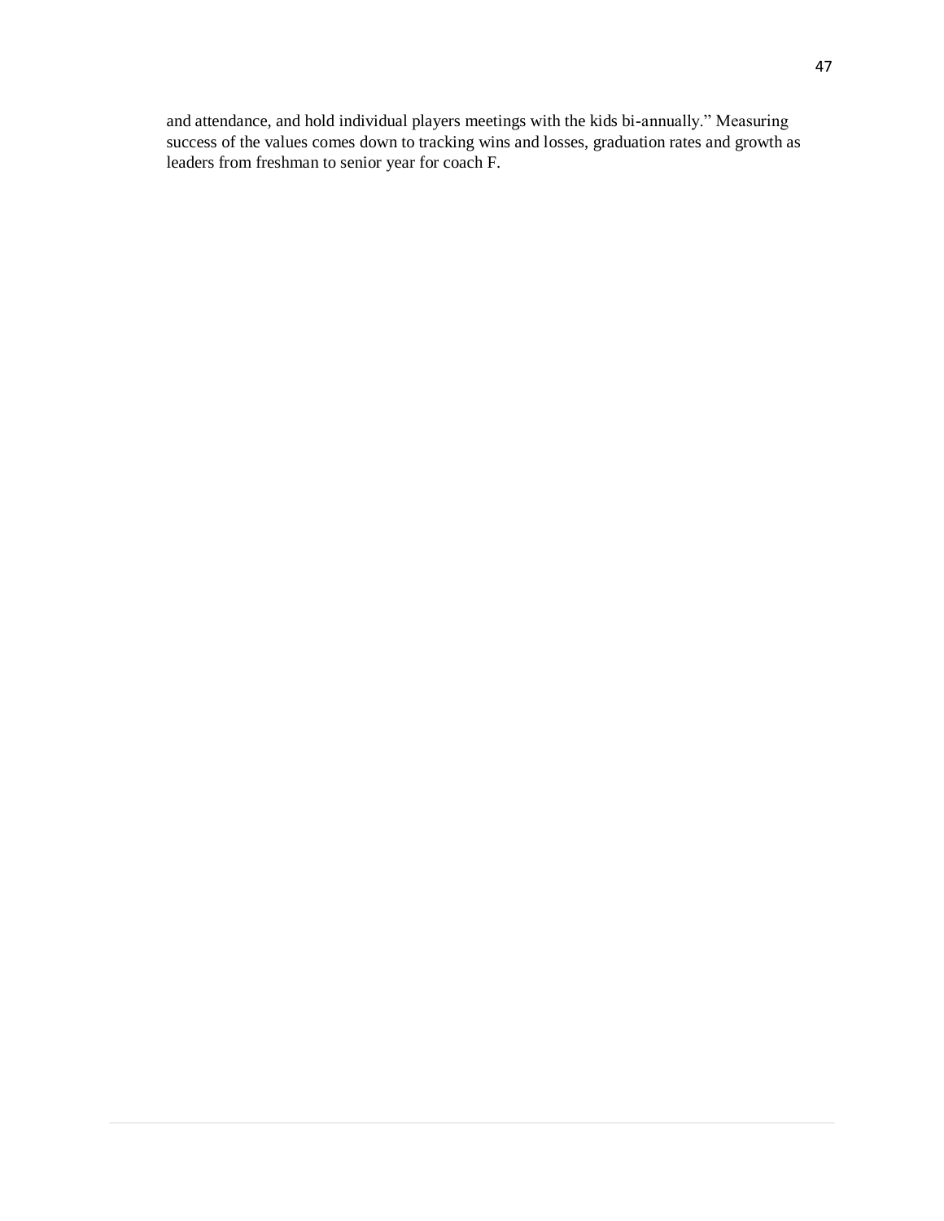and attendance, and hold individual players meetings with the kids bi-annually." Measuring success of the values comes down to tracking wins and losses, graduation rates and growth as leaders from freshman to senior year for coach F.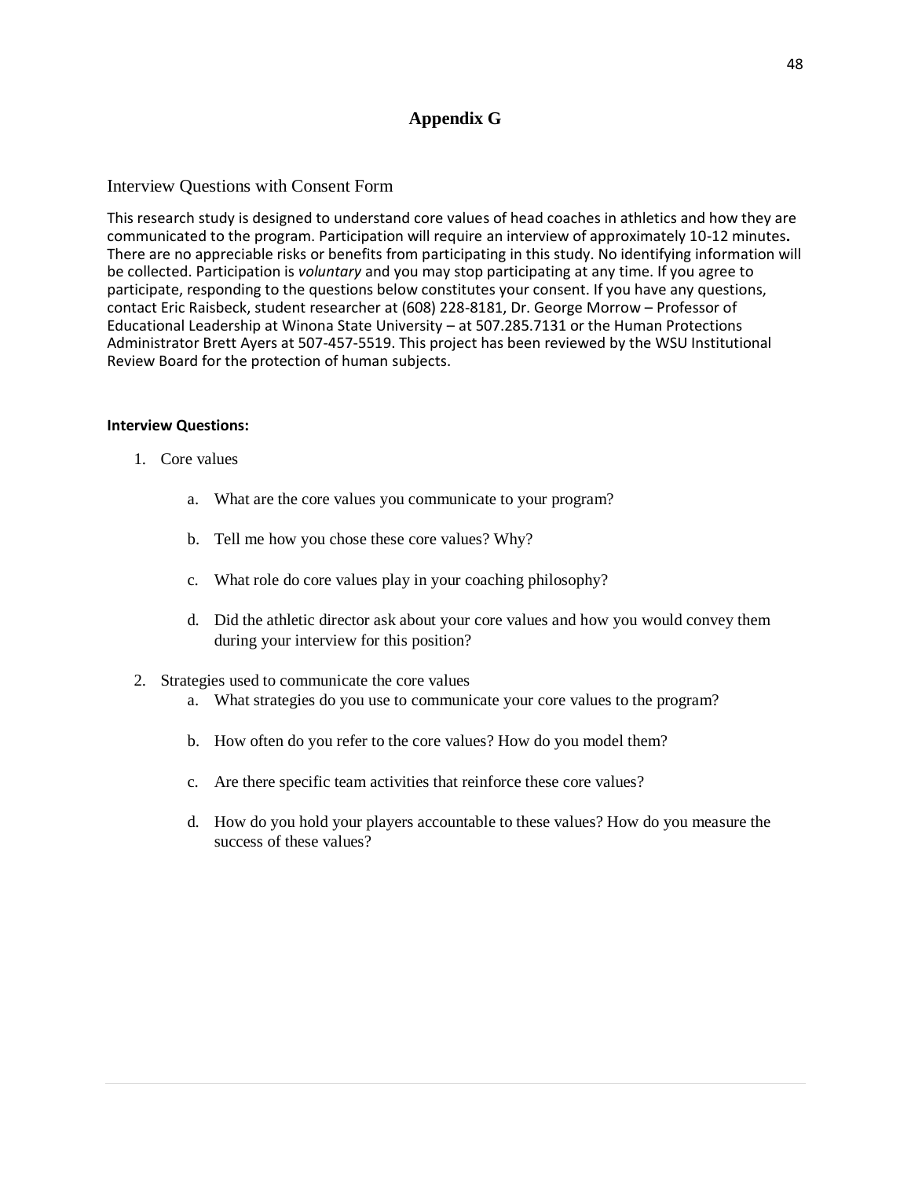## Appendix G

### Interview Questions with Consent Form

This research study is designed to understand core values of head coaches in athletics and how they are communicated to the program. Participation will require an interview of approximately 10-12 minutes**.** There are no appreciable risks or benefits from participating in this study. No identifying information will be collected. Participation is *voluntary* and you may stop participating at any time. If you agree to participate, responding to the questions below constitutes your consent. If you have any questions, contact Eric Raisbeck, student researcher at (608) 228-8181, Dr. George Morrow – Professor of Educational Leadership at Winona State University – at 507.285.7131 or the Human Protections Administrator Brett Ayers at 507-457-5519. This project has been reviewed by the WSU Institutional Review Board for the protection of human subjects.

**Interview Questions:**

1. Core values
   a. What are the core values you communicate to your program?
   b. Tell me how you chose these core values? Why?
   c. What role do core values play in your coaching philosophy?
   d. Did the athletic director ask about your core values and how you would convey them during your interview for this position?
2. Strategies used to communicate the core values
   a. What strategies do you use to communicate your core values to the program?
   b. How often do you refer to the core values? How do you model them?
   c. Are there specific team activities that reinforce these core values?
   d. How do you hold your players accountable to these values? How do you measure the success of these values?